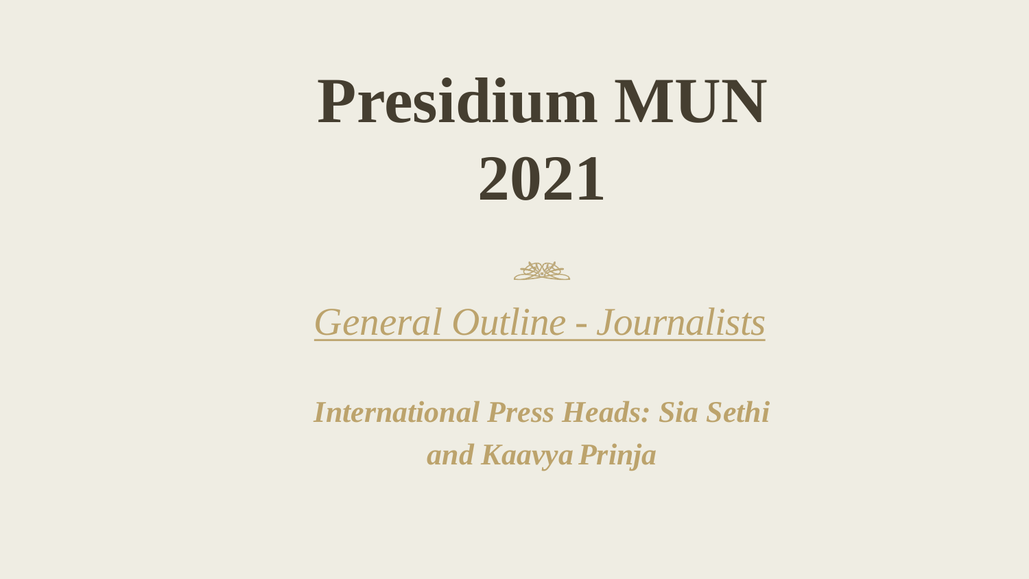# Presidium MUN 2021

*General Outline - Journalists*

***International Press Heads: Sia Sethi and Kaavya Prinja***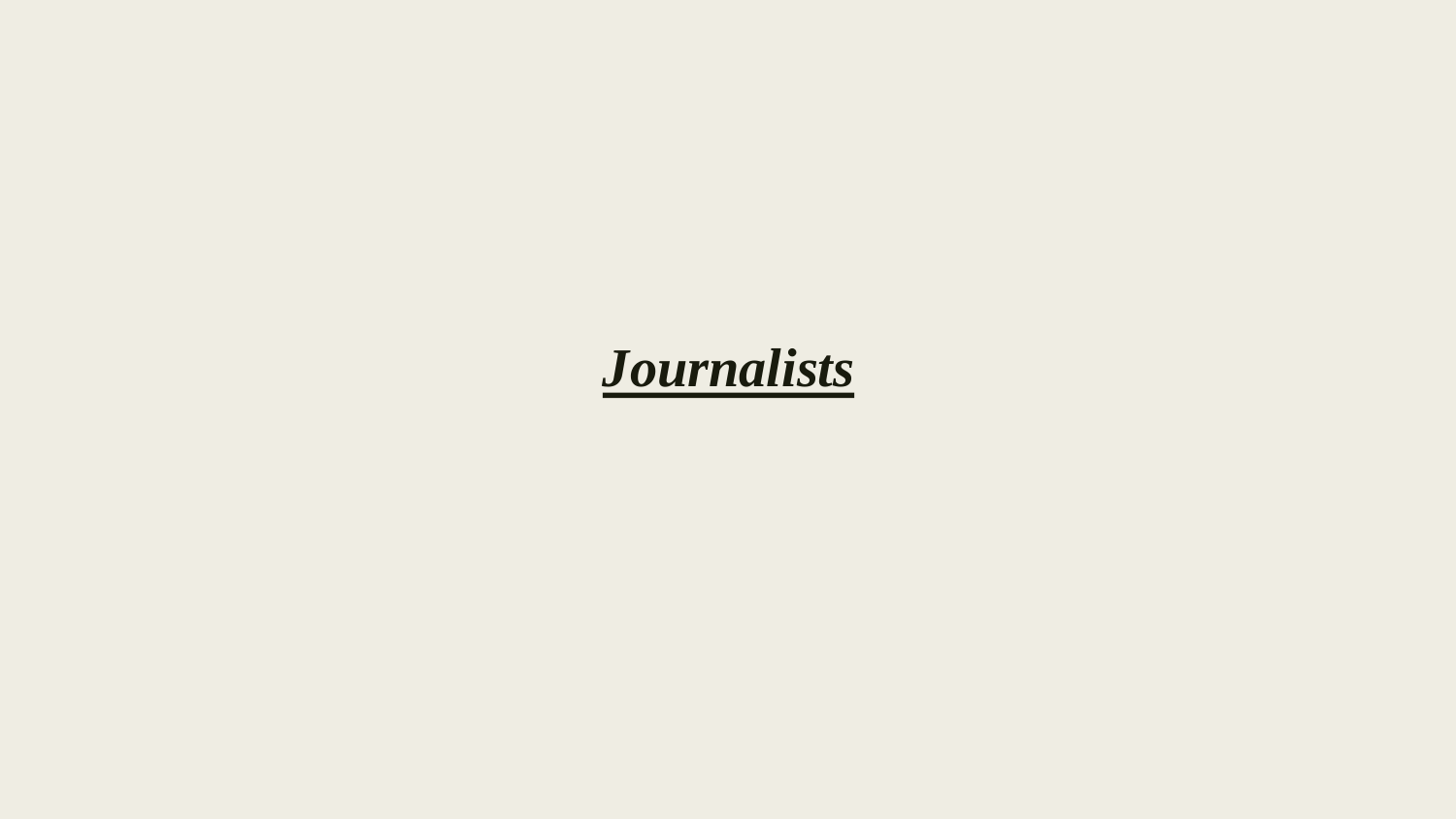# ***<u>Journalists</u>***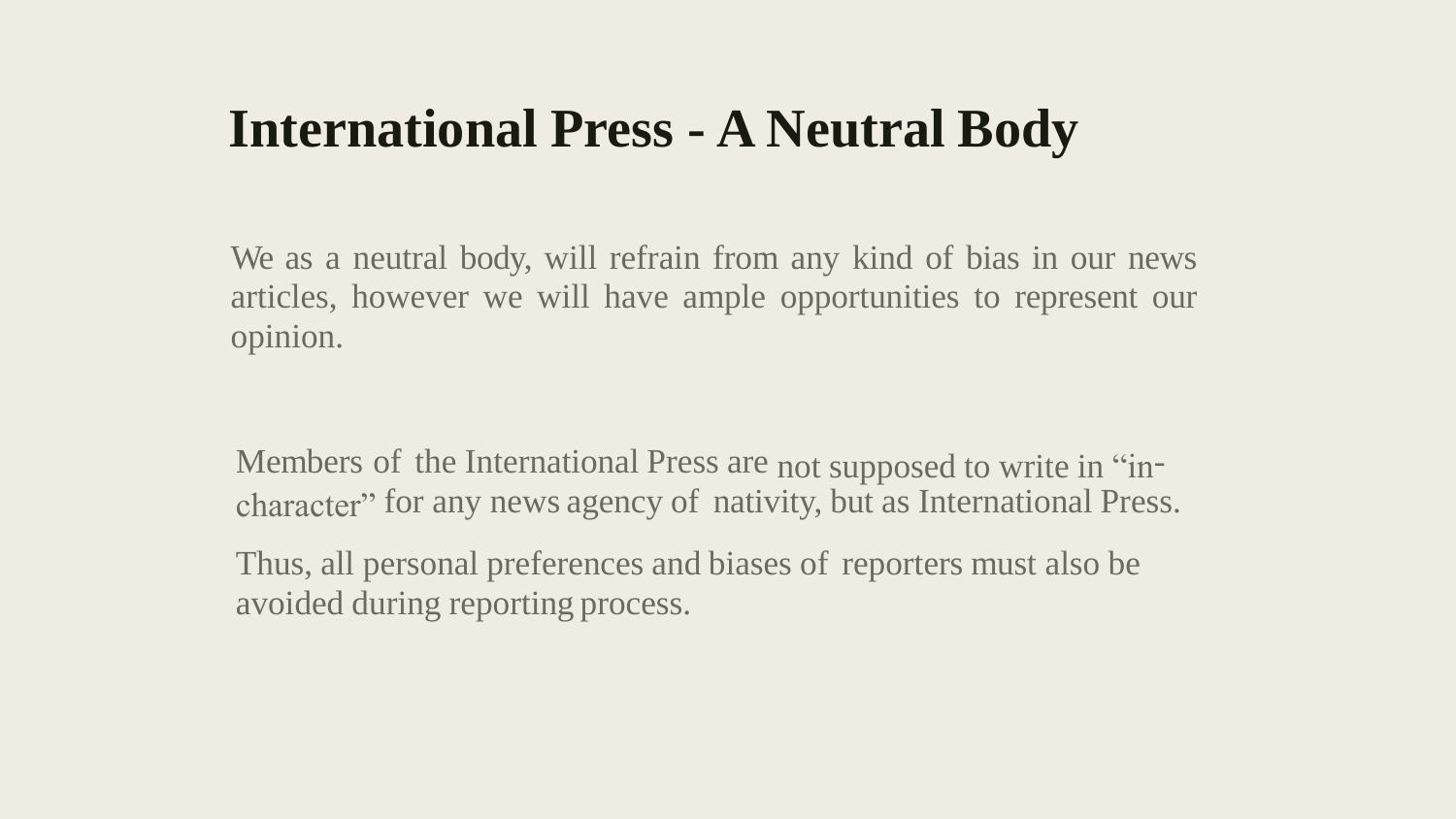# International Press - A Neutral Body

We as a neutral body, will refrain from any kind of bias in our news articles, however we will have ample opportunities to represent our opinion.

Members of the International Press are not supposed to write in "in-character" for any news agency of nativity, but as International Press.

Thus, all personal preferences and biases of reporters must also be avoided during reporting process.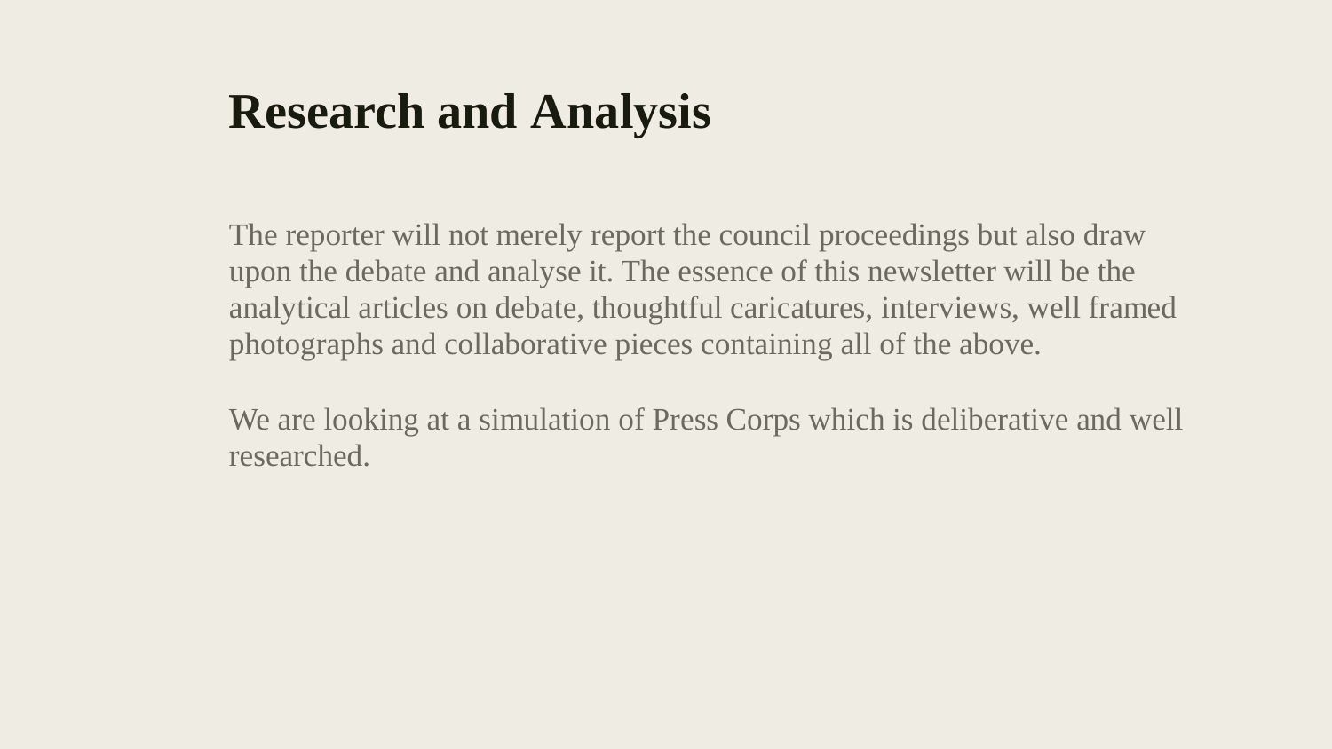# Research and Analysis

The reporter will not merely report the council proceedings but also draw upon the debate and analyse it. The essence of this newsletter will be the analytical articles on debate, thoughtful caricatures, interviews, well framed photographs and collaborative pieces containing all of the above.

We are looking at a simulation of Press Corps which is deliberative and well researched.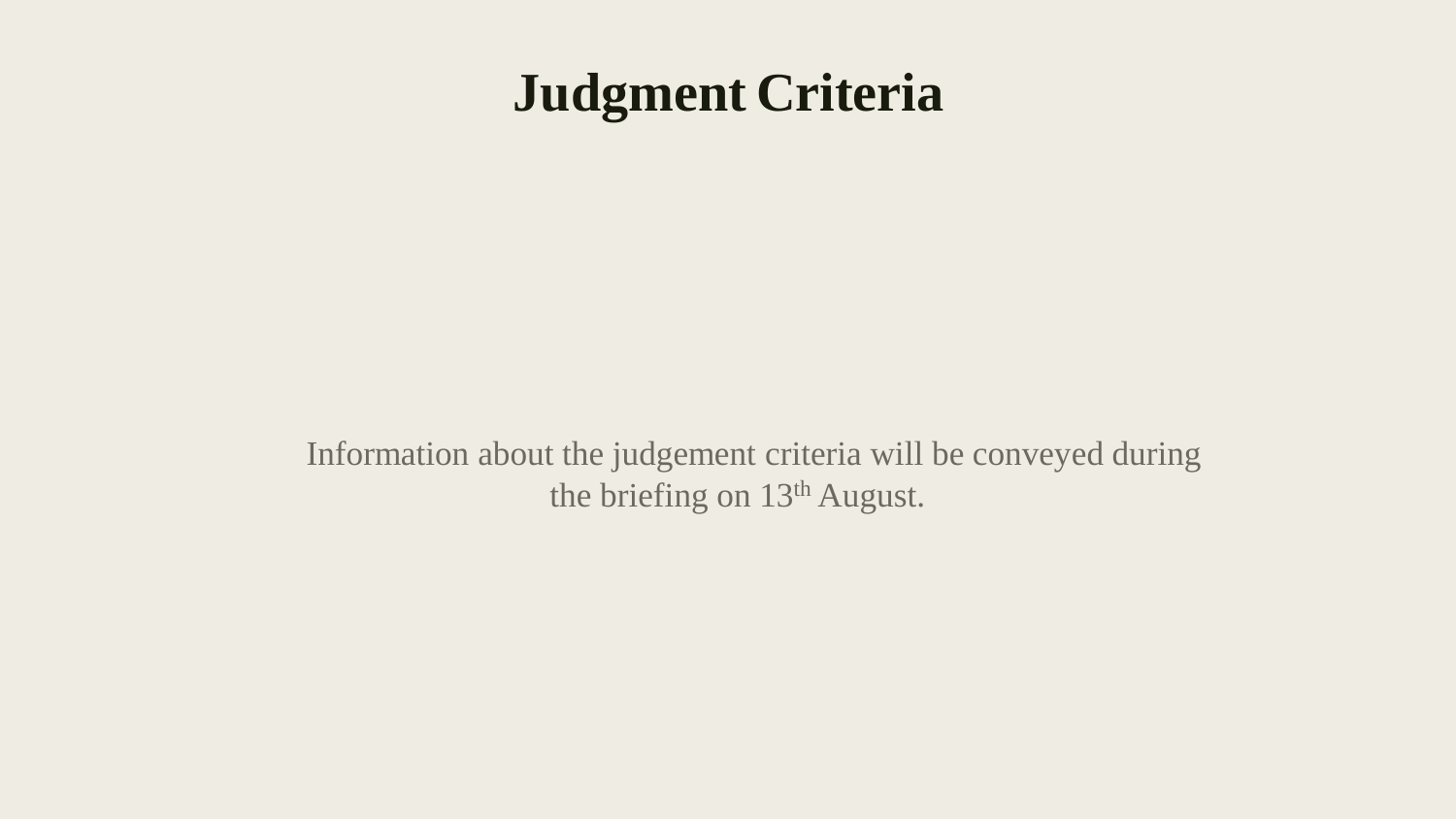# Judgment Criteria

Information about the judgement criteria will be conveyed during the briefing on 13th August.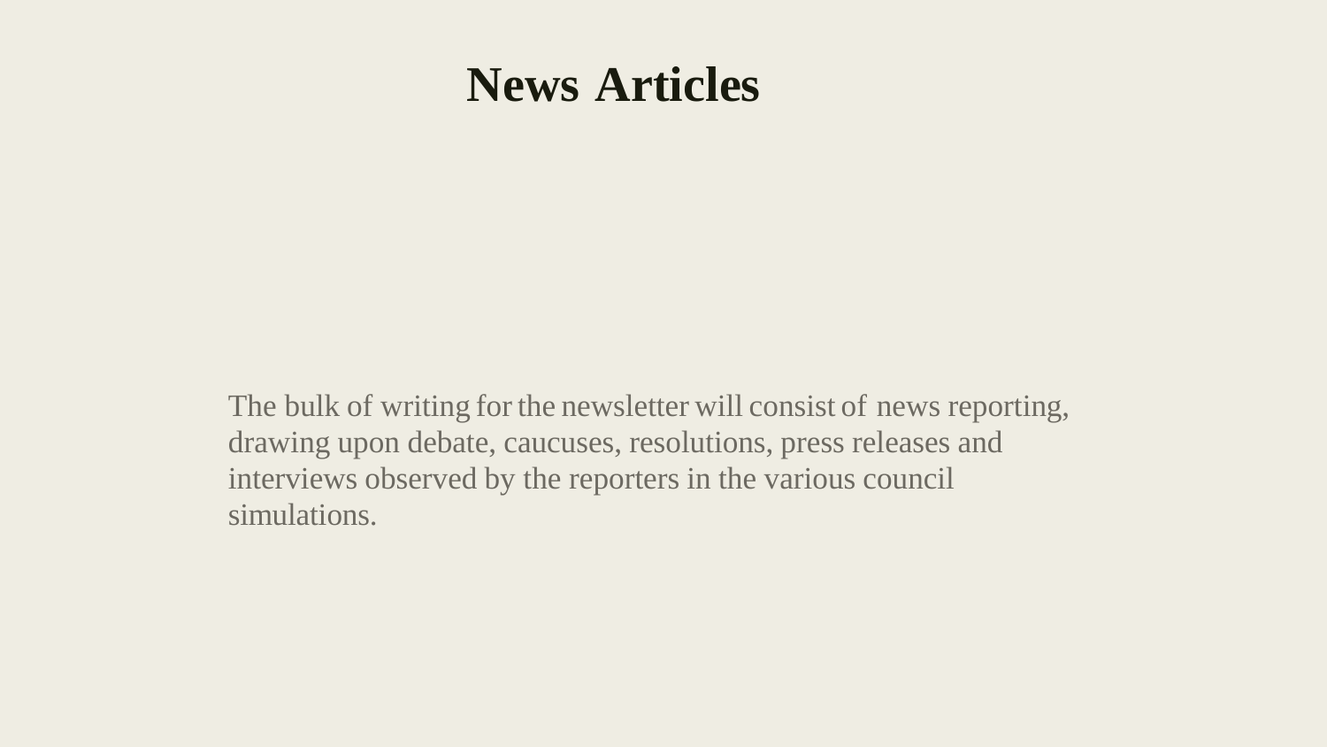# News Articles

The bulk of writing for the newsletter will consist of news reporting, drawing upon debate, caucuses, resolutions, press releases and interviews observed by the reporters in the various council simulations.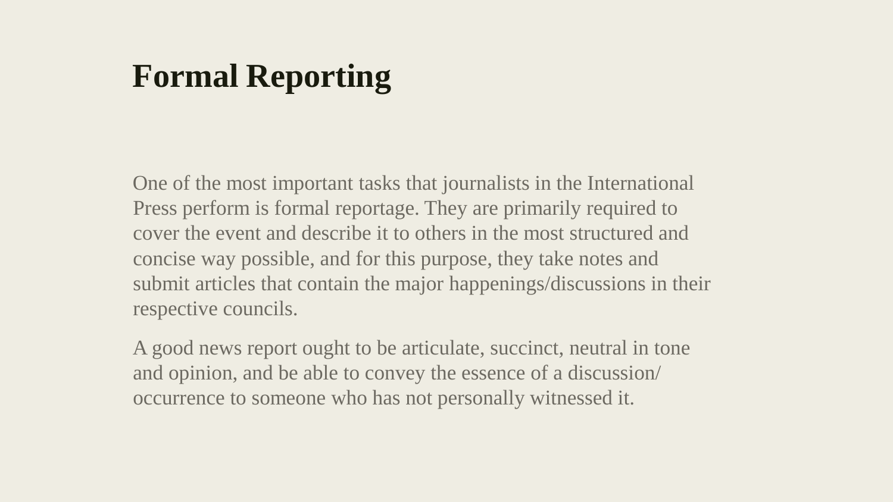# Formal Reporting

One of the most important tasks that journalists in the International Press perform is formal reportage. They are primarily required to cover the event and describe it to others in the most structured and concise way possible, and for this purpose, they take notes and submit articles that contain the major happenings/discussions in their respective councils.

A good news report ought to be articulate, succinct, neutral in tone and opinion, and be able to convey the essence of a discussion/ occurrence to someone who has not personally witnessed it.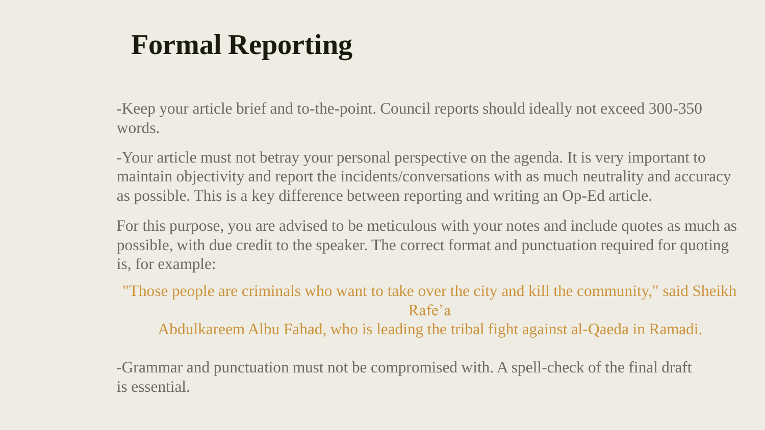# Formal Reporting

-Keep your article brief and to-the-point. Council reports should ideally not exceed 300-350 words.

-Your article must not betray your personal perspective on the agenda. It is very important to maintain objectivity and report the incidents/conversations with as much neutrality and accuracy as possible. This is a key difference between reporting and writing an Op-Ed article.

For this purpose, you are advised to be meticulous with your notes and include quotes as much as possible, with due credit to the speaker. The correct format and punctuation required for quoting is, for example:

"Those people are criminals who want to take over the city and kill the community," said Sheikh Rafe'a Abdulkareem Albu Fahad, who is leading the tribal fight against al-Qaeda in Ramadi.

-Grammar and punctuation must not be compromised with. A spell-check of the final draft is essential.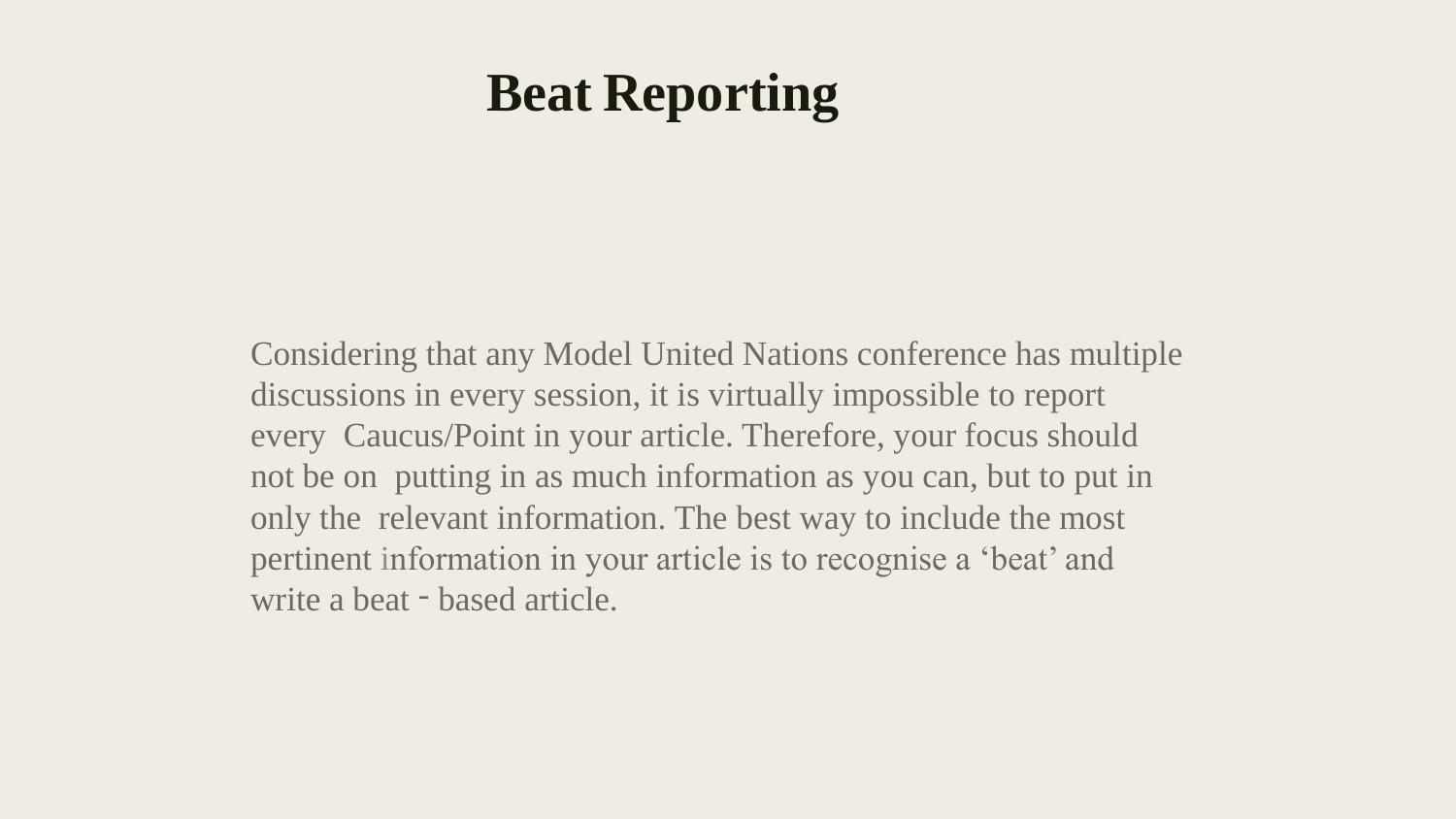# Beat Reporting

Considering that any Model United Nations conference has multiple discussions in every session, it is virtually impossible to report every Caucus/Point in your article. Therefore, your focus should not be on putting in as much information as you can, but to put in only the relevant information. The best way to include the most pertinent information in your article is to recognise a ‘beat’ and write a beat - based article.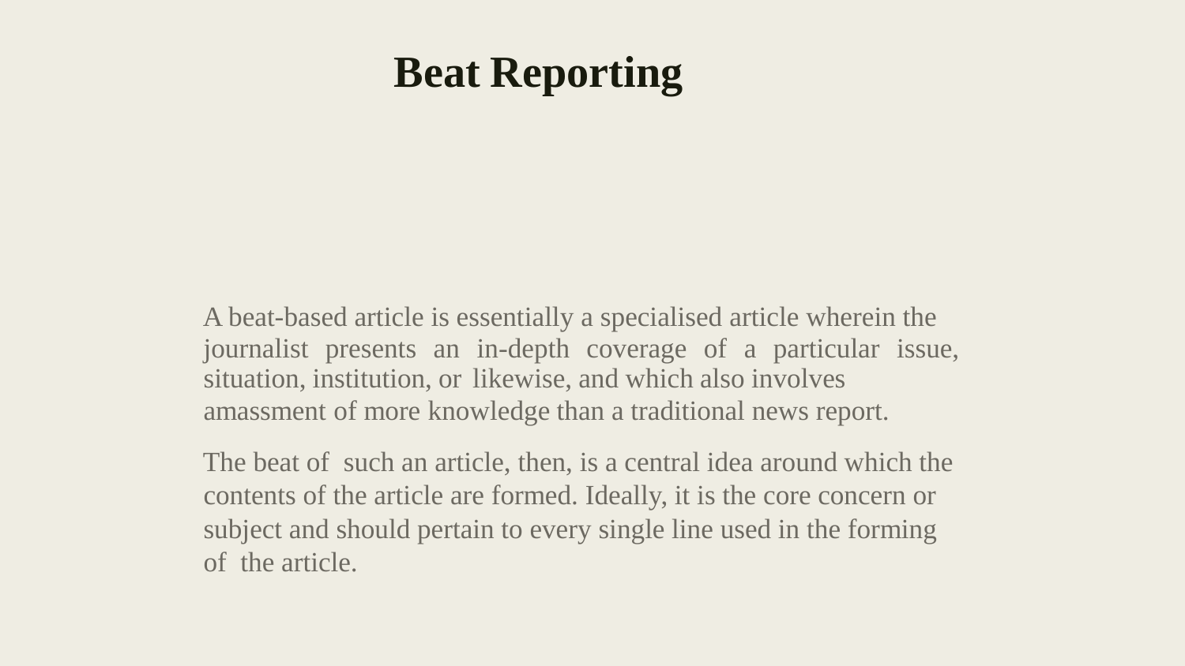# Beat Reporting

A beat-based article is essentially a specialised article wherein the journalist presents an in-depth coverage of a particular issue, situation, institution, or likewise, and which also involves amassment of more knowledge than a traditional news report.

The beat of such an article, then, is a central idea around which the contents of the article are formed. Ideally, it is the core concern or subject and should pertain to every single line used in the forming of the article.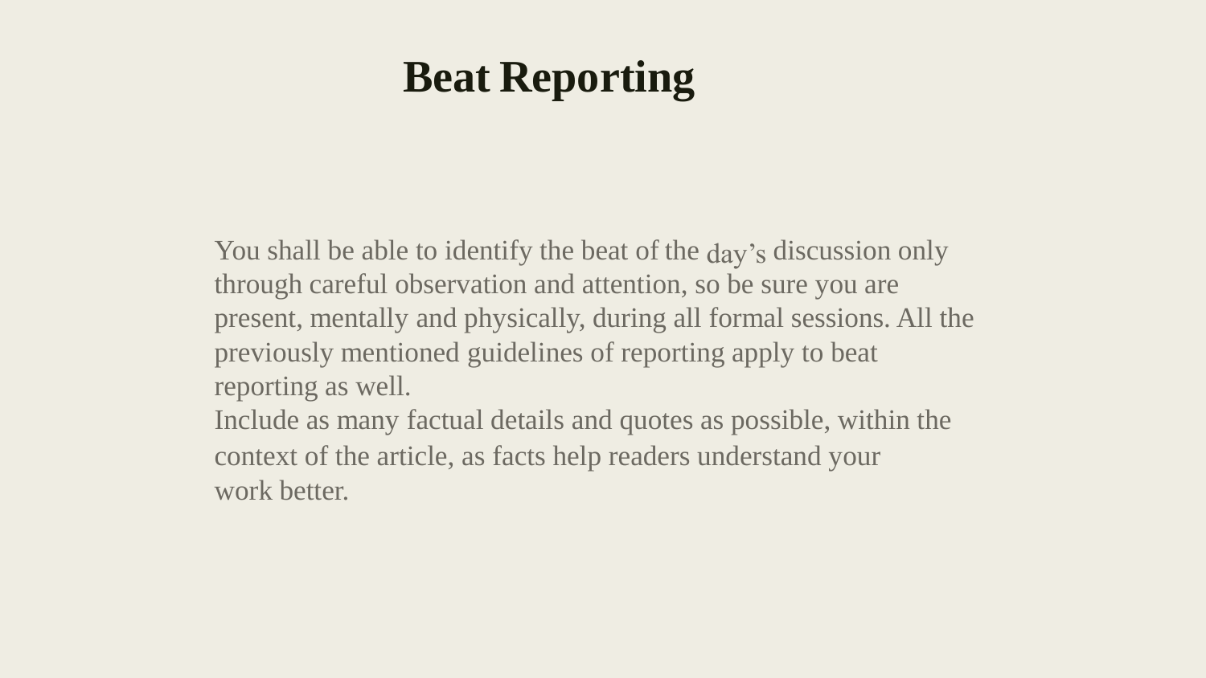# Beat Reporting

You shall be able to identify the beat of the day's discussion only through careful observation and attention, so be sure you are present, mentally and physically, during all formal sessions. All the previously mentioned guidelines of reporting apply to beat reporting as well.

Include as many factual details and quotes as possible, within the context of the article, as facts help readers understand your work better.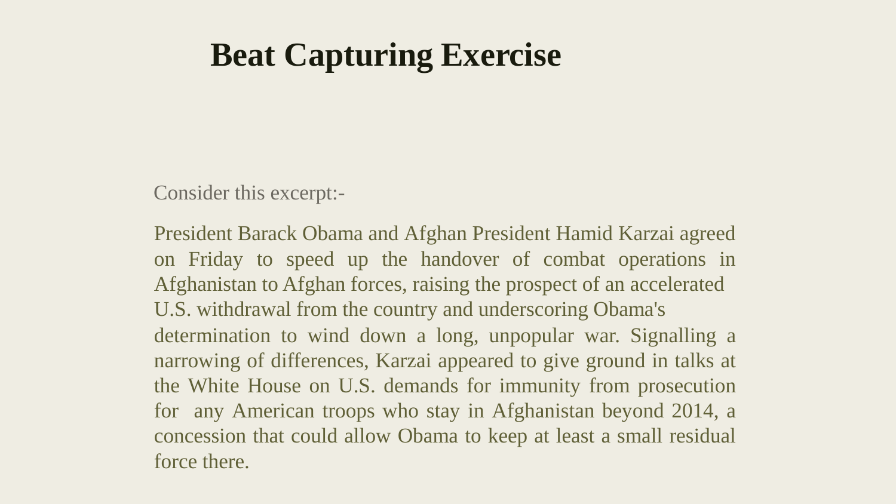# Beat Capturing Exercise

Consider this excerpt:-

President Barack Obama and Afghan President Hamid Karzai agreed on Friday to speed up the handover of combat operations in Afghanistan to Afghan forces, raising the prospect of an accelerated U.S. withdrawal from the country and underscoring Obama's determination to wind down a long, unpopular war. Signalling a narrowing of differences, Karzai appeared to give ground in talks at the White House on U.S. demands for immunity from prosecution for any American troops who stay in Afghanistan beyond 2014, a concession that could allow Obama to keep at least a small residual force there.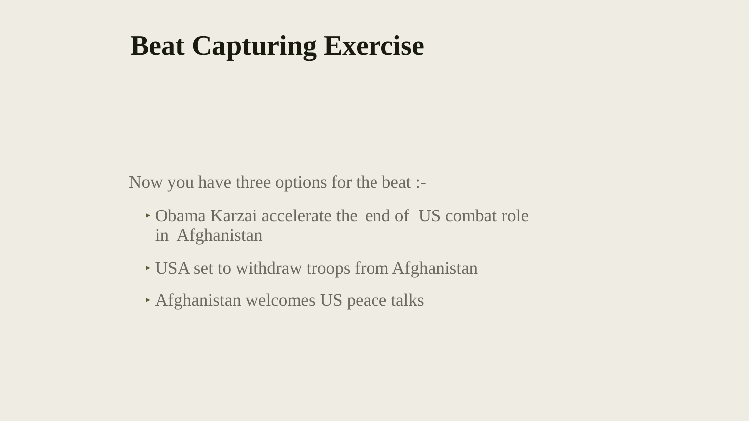# Beat Capturing Exercise

Now you have three options for the beat :-

- Obama Karzai accelerate the end of US combat role in Afghanistan
- USA set to withdraw troops from Afghanistan
- Afghanistan welcomes US peace talks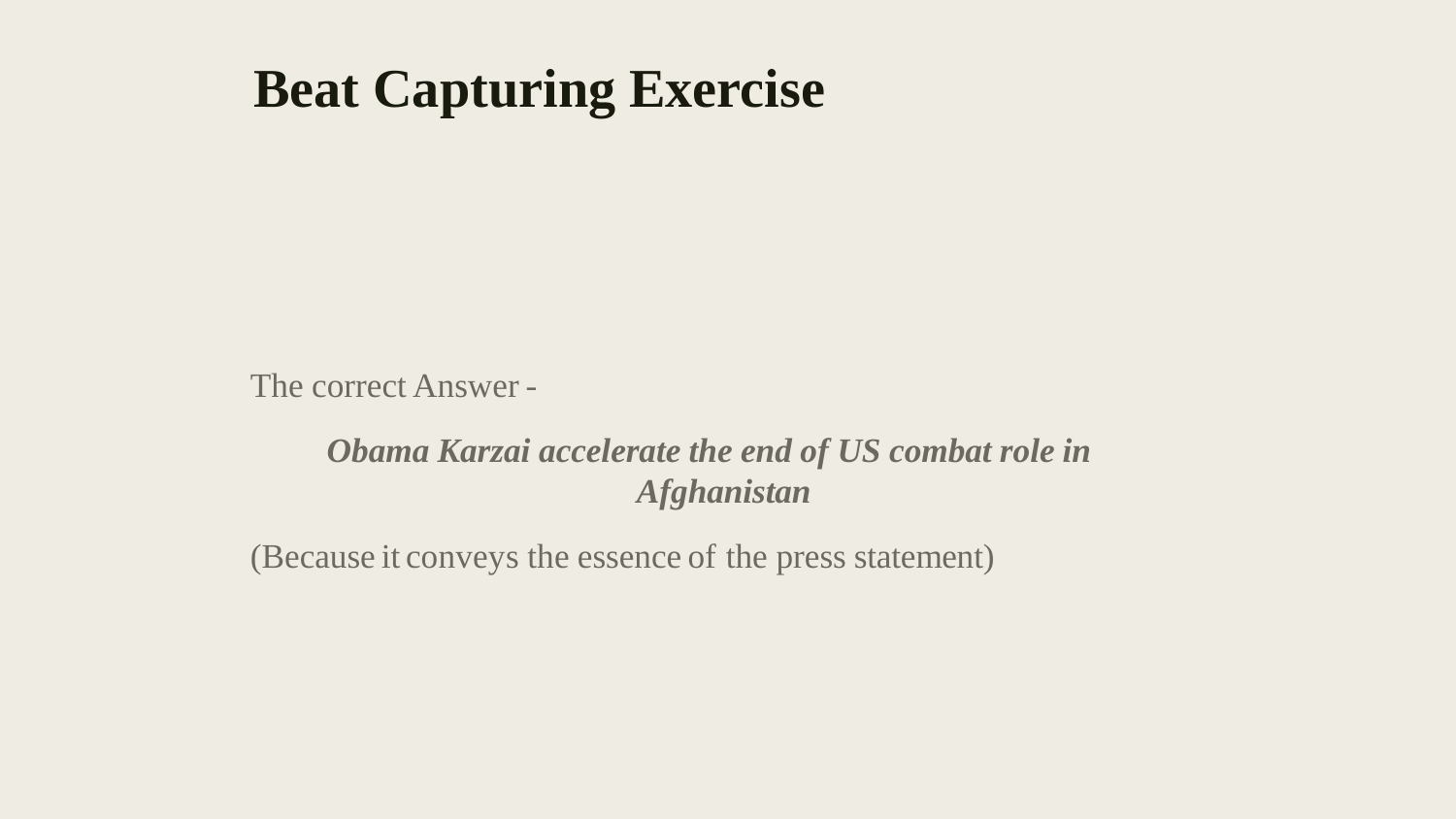# Beat Capturing Exercise

The correct Answer -

***Obama Karzai accelerate the end of US combat role in Afghanistan***

(Because it conveys the essence of the press statement)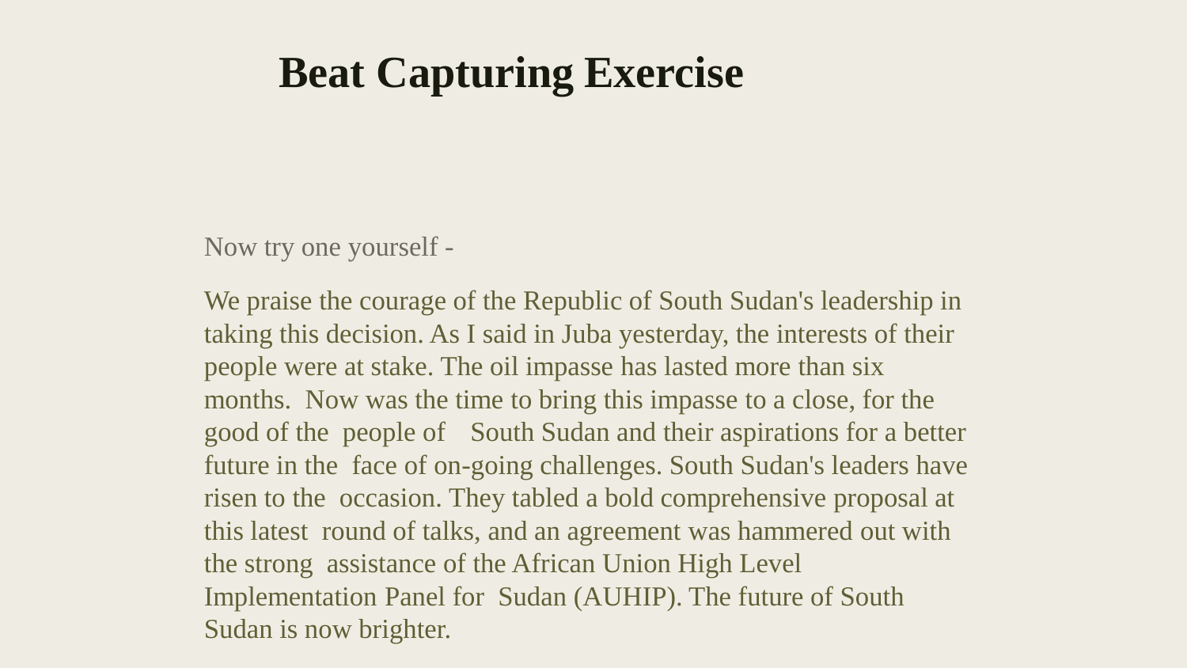# Beat Capturing Exercise

Now try one yourself -

We praise the courage of the Republic of South Sudan's leadership in taking this decision. As I said in Juba yesterday, the interests of their people were at stake. The oil impasse has lasted more than six months. Now was the time to bring this impasse to a close, for the good of the people of South Sudan and their aspirations for a better future in the face of on-going challenges. South Sudan's leaders have risen to the occasion. They tabled a bold comprehensive proposal at this latest round of talks, and an agreement was hammered out with the strong assistance of the African Union High Level Implementation Panel for Sudan (AUHIP). The future of South Sudan is now brighter.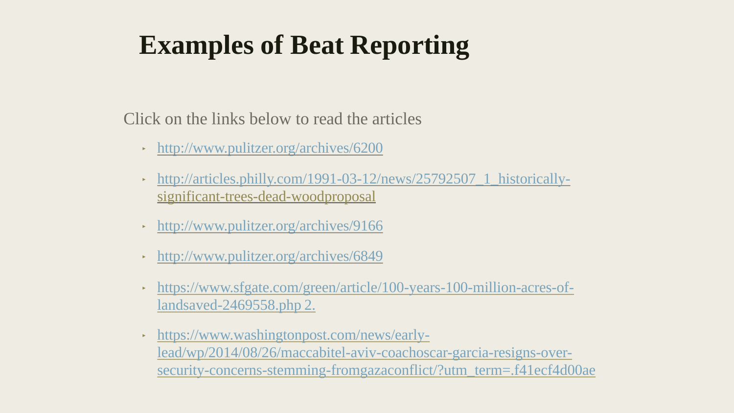# Examples of Beat Reporting

Click on the links below to read the articles

- http://www.pulitzer.org/archives/6200
- http://articles.philly.com/1991-03-12/news/25792507_1_historically-significant-trees-dead-woodproposal
- http://www.pulitzer.org/archives/9166
- http://www.pulitzer.org/archives/6849
- https://www.sfgate.com/green/article/100-years-100-million-acres-of-landsaved-2469558.php 2.
- https://www.washingtonpost.com/news/early-lead/wp/2014/08/26/maccabitel-aviv-coachoscar-garcia-resigns-over-security-concerns-stemming-fromgazaconflict/?utm_term=.f41ecf4d00ae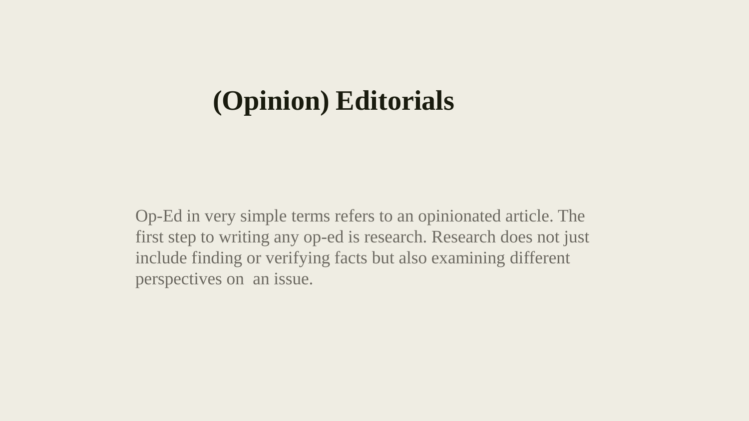# (Opinion) Editorials

Op-Ed in very simple terms refers to an opinionated article. The first step to writing any op-ed is research. Research does not just include finding or verifying facts but also examining different perspectives on an issue.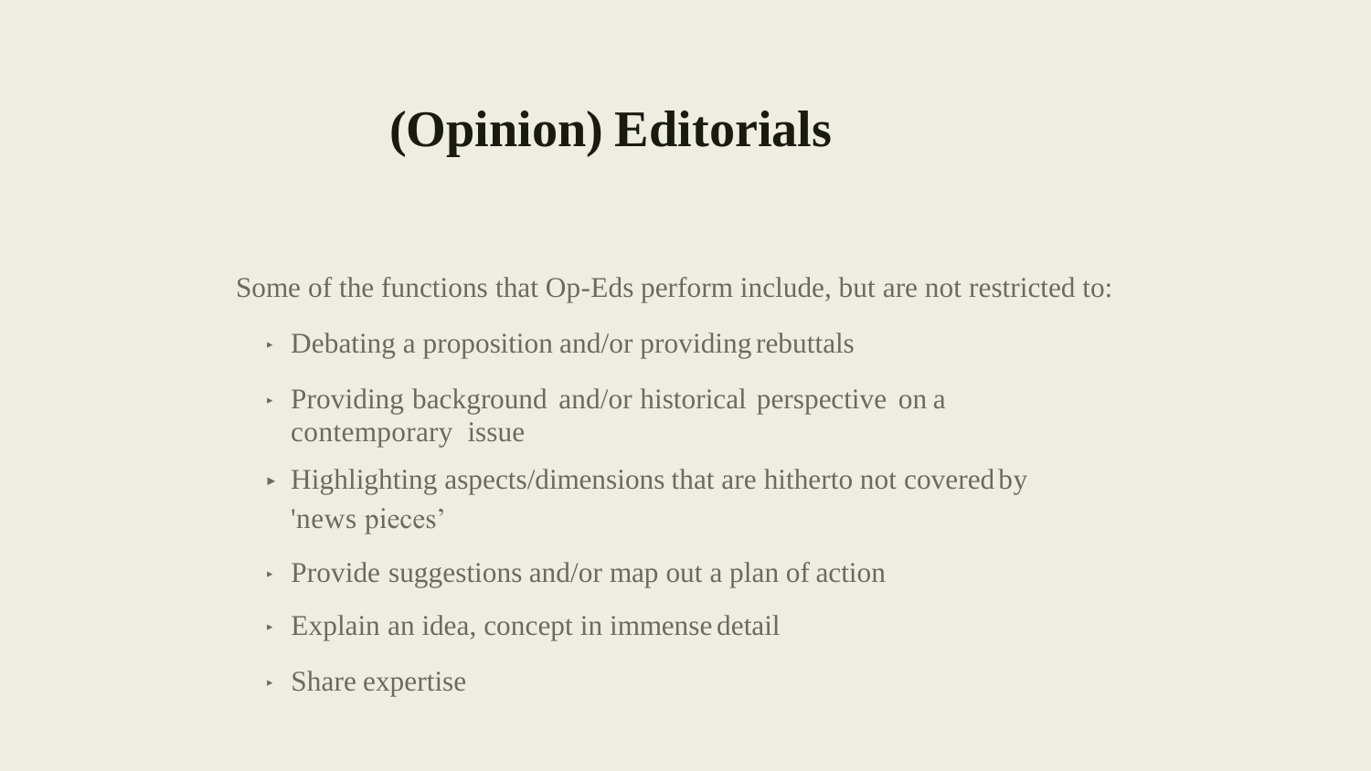# (Opinion) Editorials

Some of the functions that Op-Eds perform include, but are not restricted to:

- Debating a proposition and/or providing rebuttals
- Providing background and/or historical perspective on a contemporary issue
- Highlighting aspects/dimensions that are hitherto not covered by 'news pieces'
- Provide suggestions and/or map out a plan of action
- Explain an idea, concept in immense detail
- Share expertise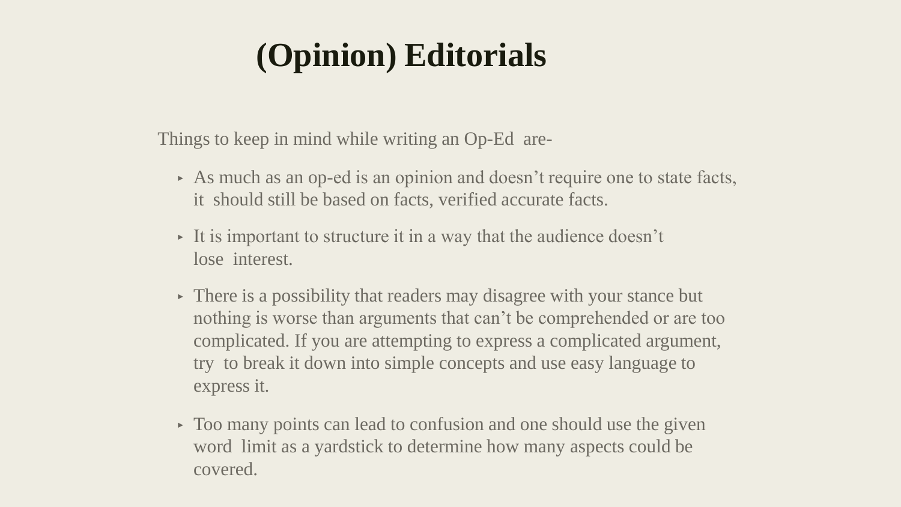# (Opinion) Editorials

Things to keep in mind while writing an Op-Ed are-

- As much as an op-ed is an opinion and doesn't require one to state facts, it should still be based on facts, verified accurate facts.
- It is important to structure it in a way that the audience doesn't lose interest.
- There is a possibility that readers may disagree with your stance but nothing is worse than arguments that can't be comprehended or are too complicated. If you are attempting to express a complicated argument, try to break it down into simple concepts and use easy language to express it.
- Too many points can lead to confusion and one should use the given word limit as a yardstick to determine how many aspects could be covered.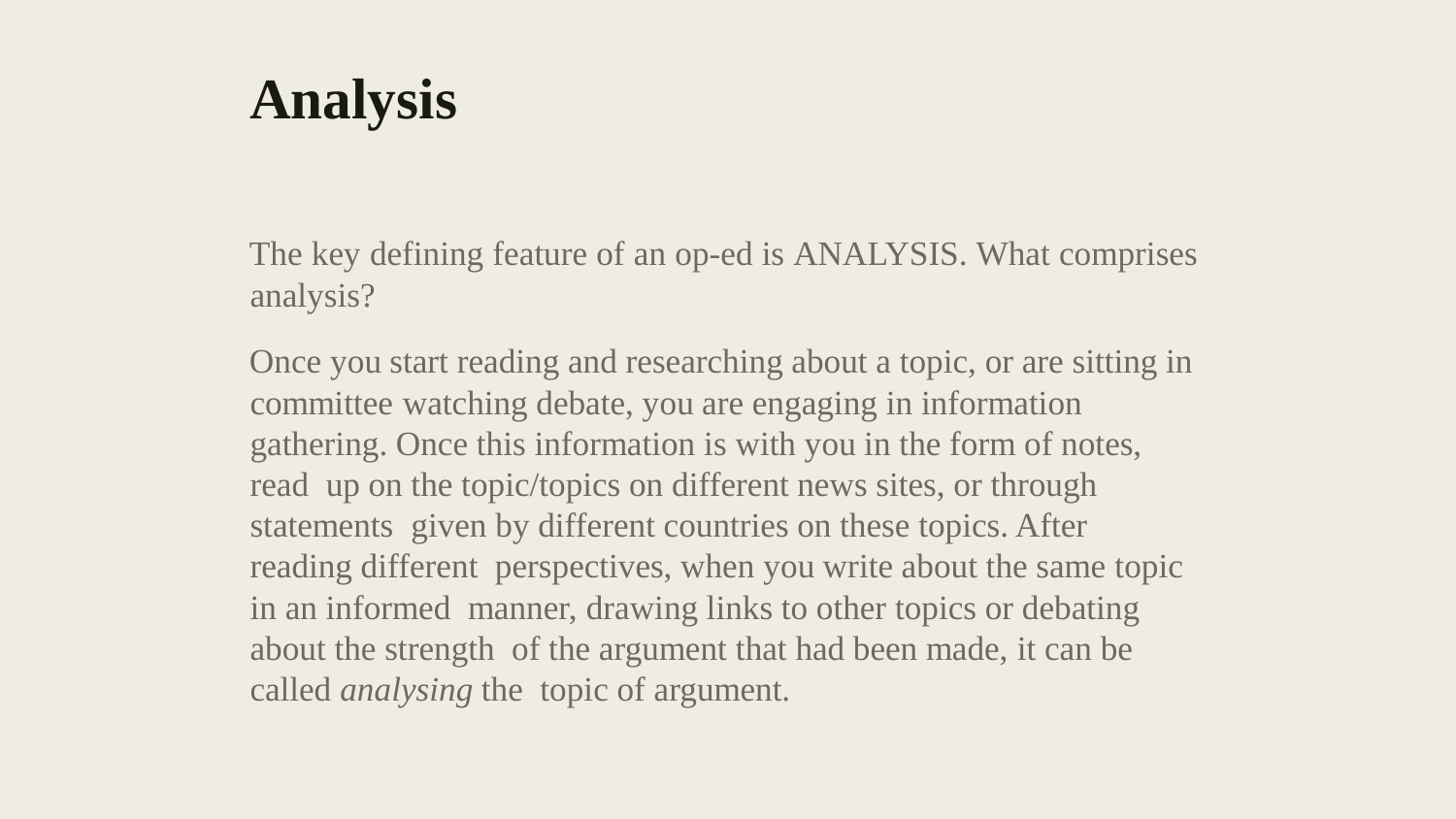# Analysis

The key defining feature of an op-ed is ANALYSIS. What comprises analysis?

Once you start reading and researching about a topic, or are sitting in committee watching debate, you are engaging in information gathering. Once this information is with you in the form of notes, read up on the topic/topics on different news sites, or through statements given by different countries on these topics. After reading different perspectives, when you write about the same topic in an informed manner, drawing links to other topics or debating about the strength of the argument that had been made, it can be called *analysing* the topic of argument.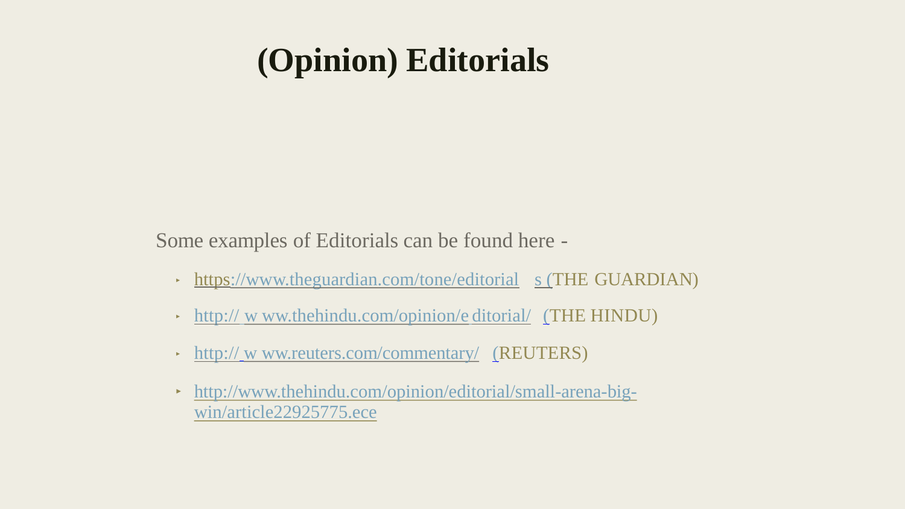# (Opinion) Editorials

Some examples of Editorials can be found here -

- https://www.theguardian.com/tone/editorials (THE GUARDIAN)
- http://www.thehindu.com/opinion/editorial/ (THE HINDU)
- http://www.reuters.com/commentary/ (REUTERS)
- http://www.thehindu.com/opinion/editorial/small-arena-big-win/article22925775.ece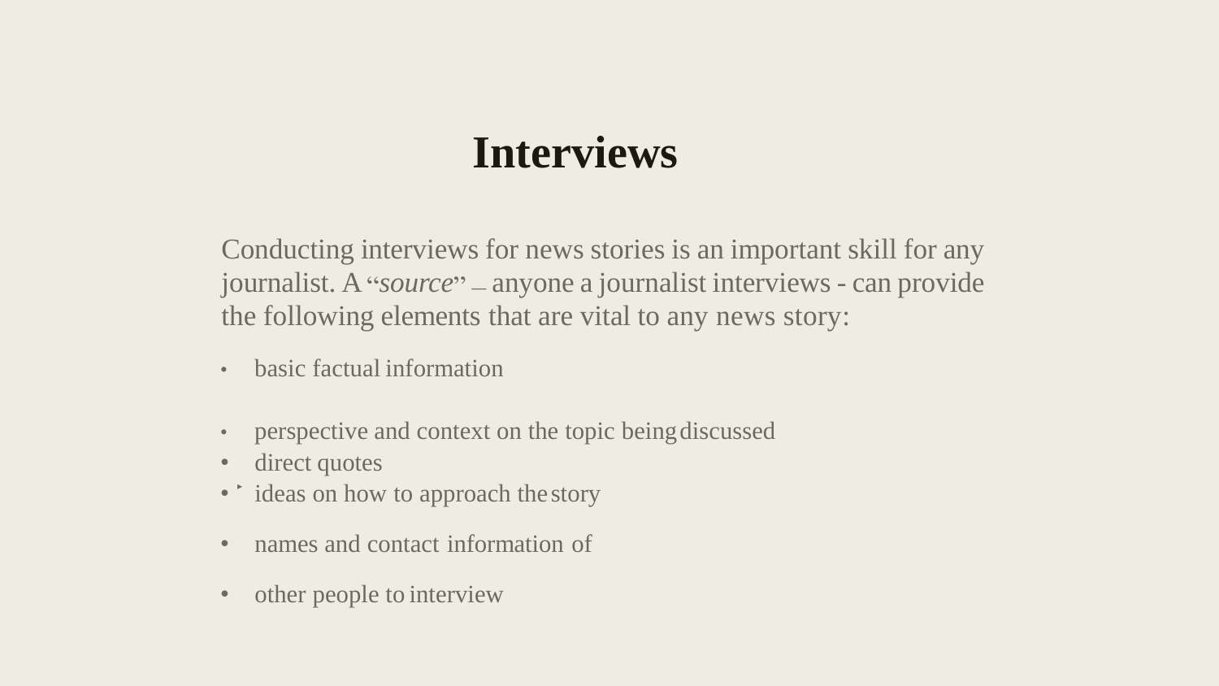# Interviews

Conducting interviews for news stories is an important skill for any journalist. A "*source*" – anyone a journalist interviews - can provide the following elements that are vital to any news story:

- basic factual information
- perspective and context on the topic being discussed
- direct quotes
- ideas on how to approach the story
- names and contact information of
- other people to interview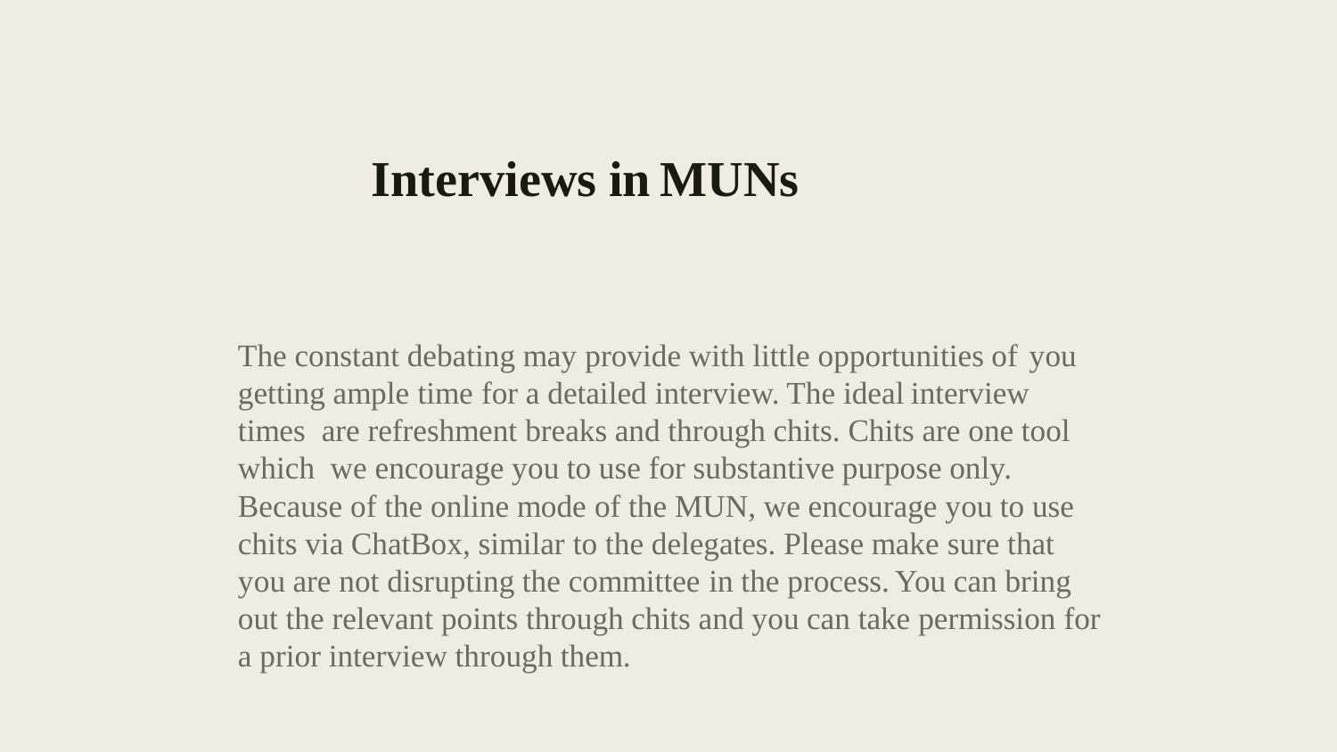# Interviews in MUNs

The constant debating may provide with little opportunities of you getting ample time for a detailed interview. The ideal interview times are refreshment breaks and through chits. Chits are one tool which we encourage you to use for substantive purpose only. Because of the online mode of the MUN, we encourage you to use chits via ChatBox, similar to the delegates. Please make sure that you are not disrupting the committee in the process. You can bring out the relevant points through chits and you can take permission for a prior interview through them.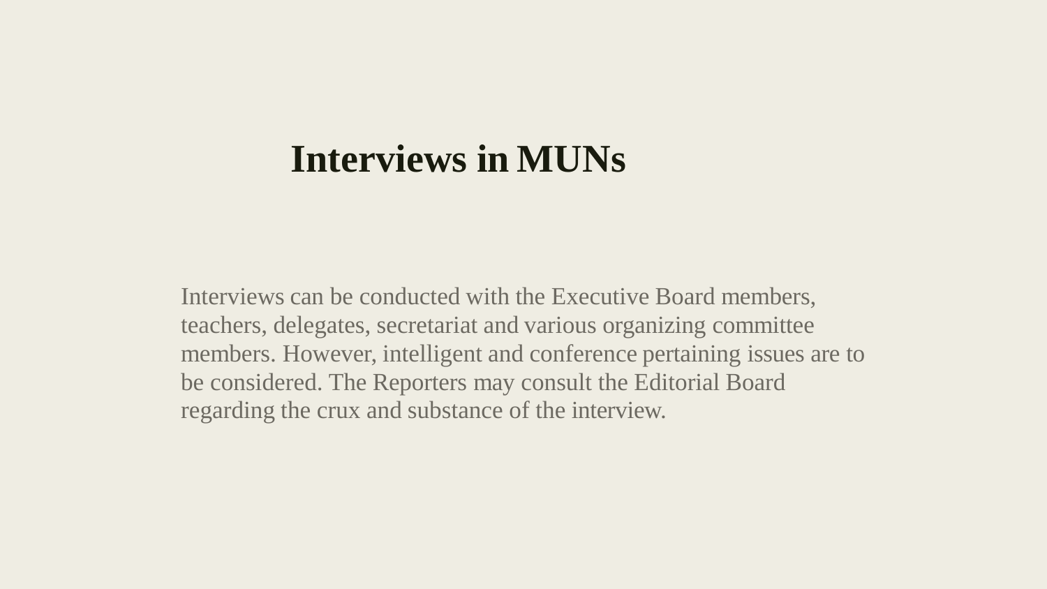# Interviews in MUNs

Interviews can be conducted with the Executive Board members, teachers, delegates, secretariat and various organizing committee members. However, intelligent and conference pertaining issues are to be considered. The Reporters may consult the Editorial Board regarding the crux and substance of the interview.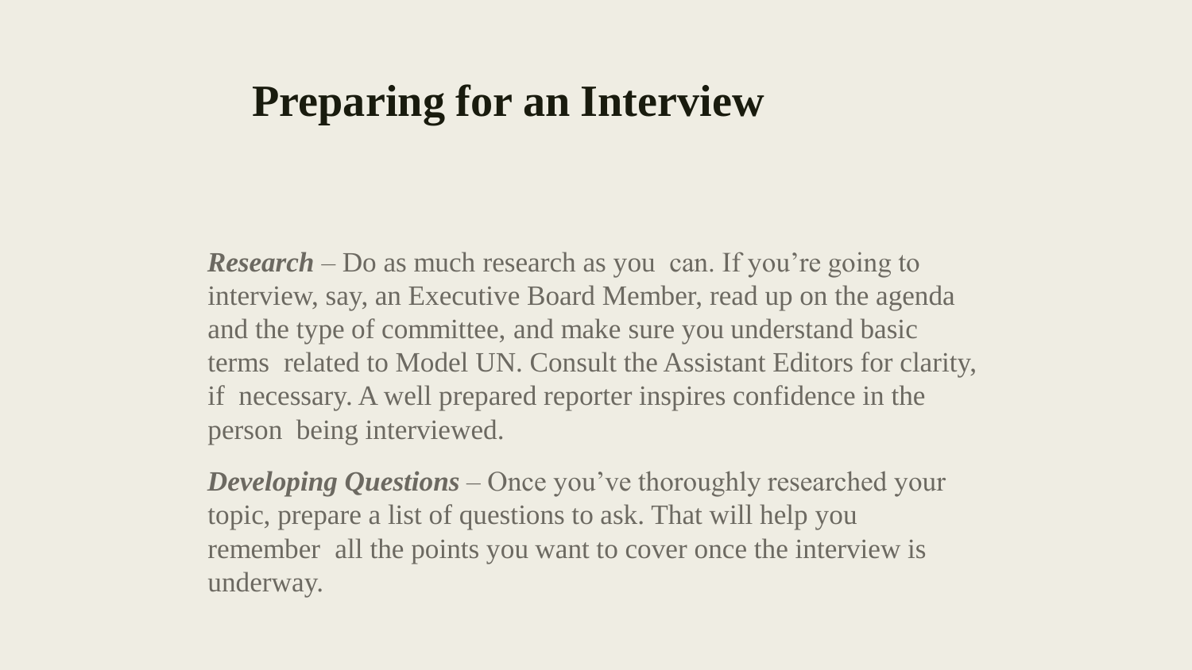# Preparing for an Interview

***Research*** – Do as much research as you can. If you're going to interview, say, an Executive Board Member, read up on the agenda and the type of committee, and make sure you understand basic terms related to Model UN. Consult the Assistant Editors for clarity, if necessary. A well prepared reporter inspires confidence in the person being interviewed.

***Developing Questions*** – Once you've thoroughly researched your topic, prepare a list of questions to ask. That will help you remember all the points you want to cover once the interview is underway.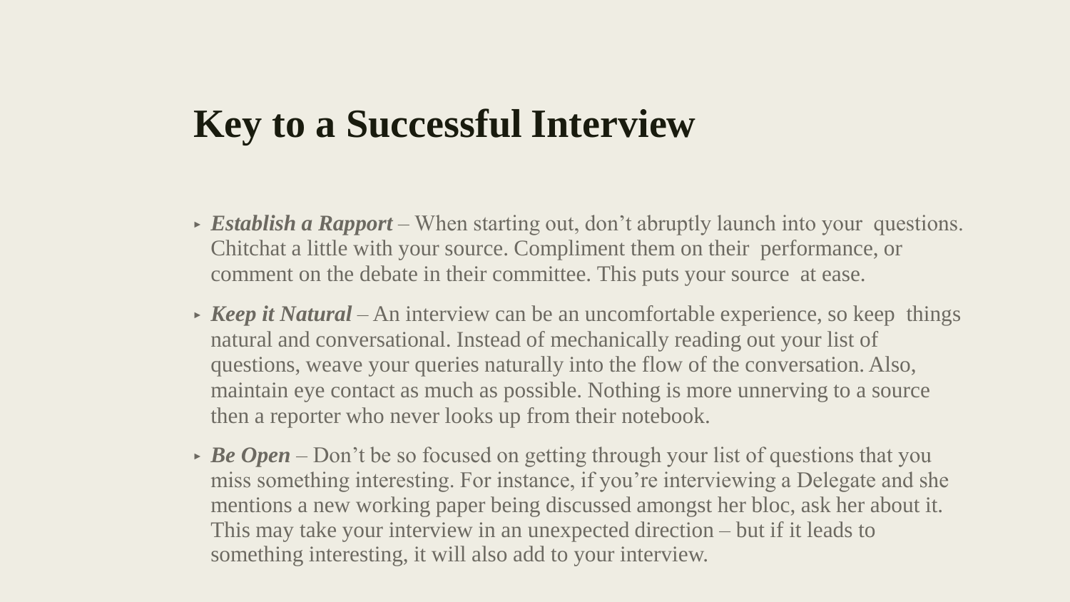# Key to a Successful Interview

- ***Establish a Rapport*** – When starting out, don't abruptly launch into your questions. Chitchat a little with your source. Compliment them on their performance, or comment on the debate in their committee. This puts your source at ease.
- ***Keep it Natural*** – An interview can be an uncomfortable experience, so keep things natural and conversational. Instead of mechanically reading out your list of questions, weave your queries naturally into the flow of the conversation. Also, maintain eye contact as much as possible. Nothing is more unnerving to a source then a reporter who never looks up from their notebook.
- ***Be Open*** – Don't be so focused on getting through your list of questions that you miss something interesting. For instance, if you're interviewing a Delegate and she mentions a new working paper being discussed amongst her bloc, ask her about it. This may take your interview in an unexpected direction – but if it leads to something interesting, it will also add to your interview.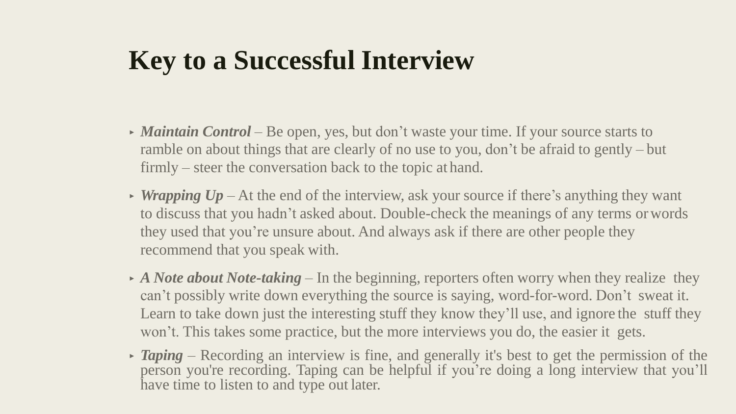# Key to a Successful Interview

- ***Maintain Control*** – Be open, yes, but don't waste your time. If your source starts to ramble on about things that are clearly of no use to you, don't be afraid to gently – but firmly – steer the conversation back to the topic at hand.
- ***Wrapping Up*** – At the end of the interview, ask your source if there's anything they want to discuss that you hadn't asked about. Double-check the meanings of any terms or words they used that you're unsure about. And always ask if there are other people they recommend that you speak with.
- ***A Note about Note-taking*** – In the beginning, reporters often worry when they realize they can't possibly write down everything the source is saying, word-for-word. Don't sweat it. Learn to take down just the interesting stuff they know they'll use, and ignore the stuff they won't. This takes some practice, but the more interviews you do, the easier it gets.
- ***Taping*** – Recording an interview is fine, and generally it's best to get the permission of the person you're recording. Taping can be helpful if you're doing a long interview that you'll have time to listen to and type out later.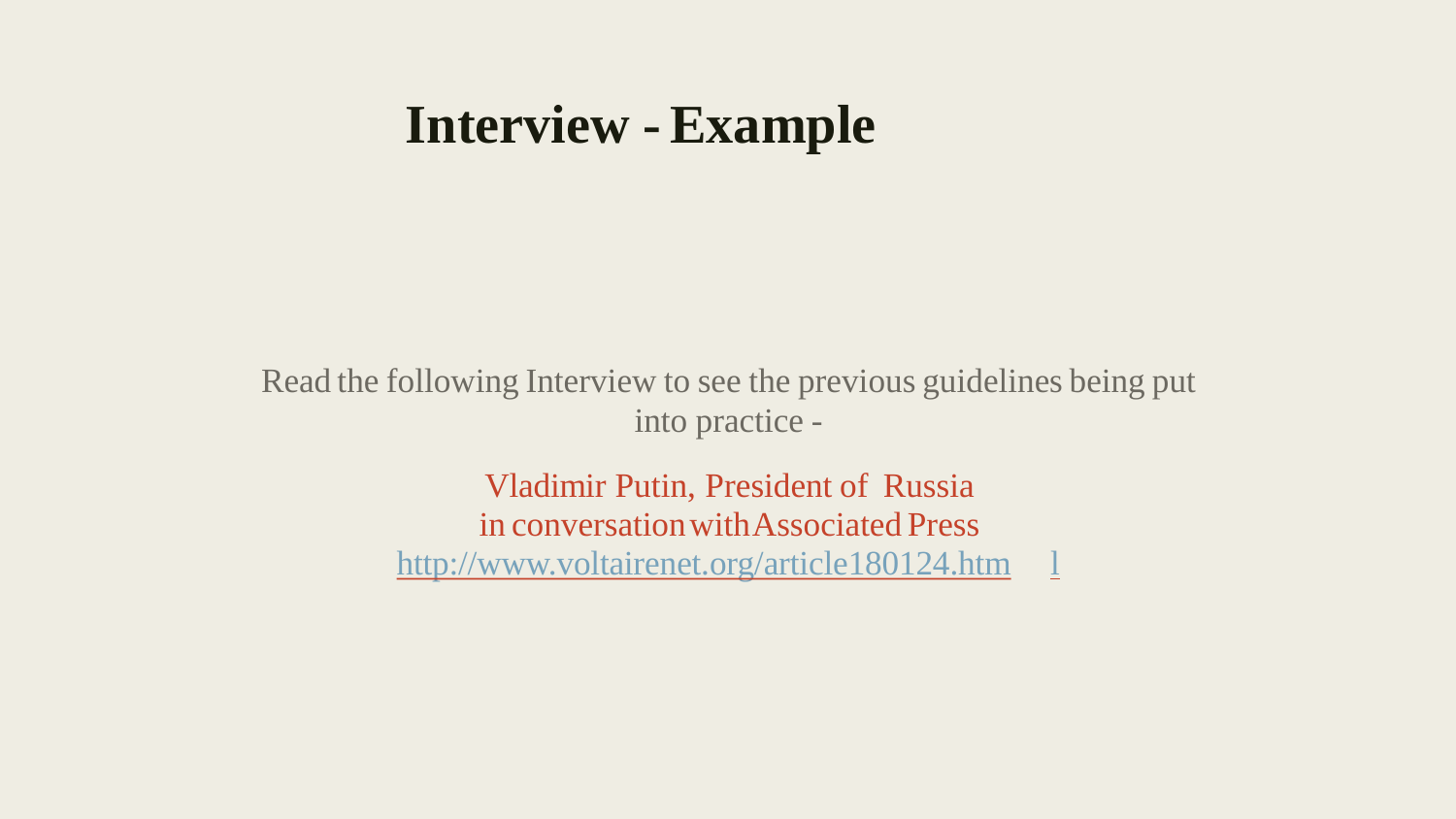# Interview - Example

Read the following Interview to see the previous guidelines being put into practice -

Vladimir Putin, President of Russia
in conversation with Associated Press
http://www.voltairenet.org/article180124.html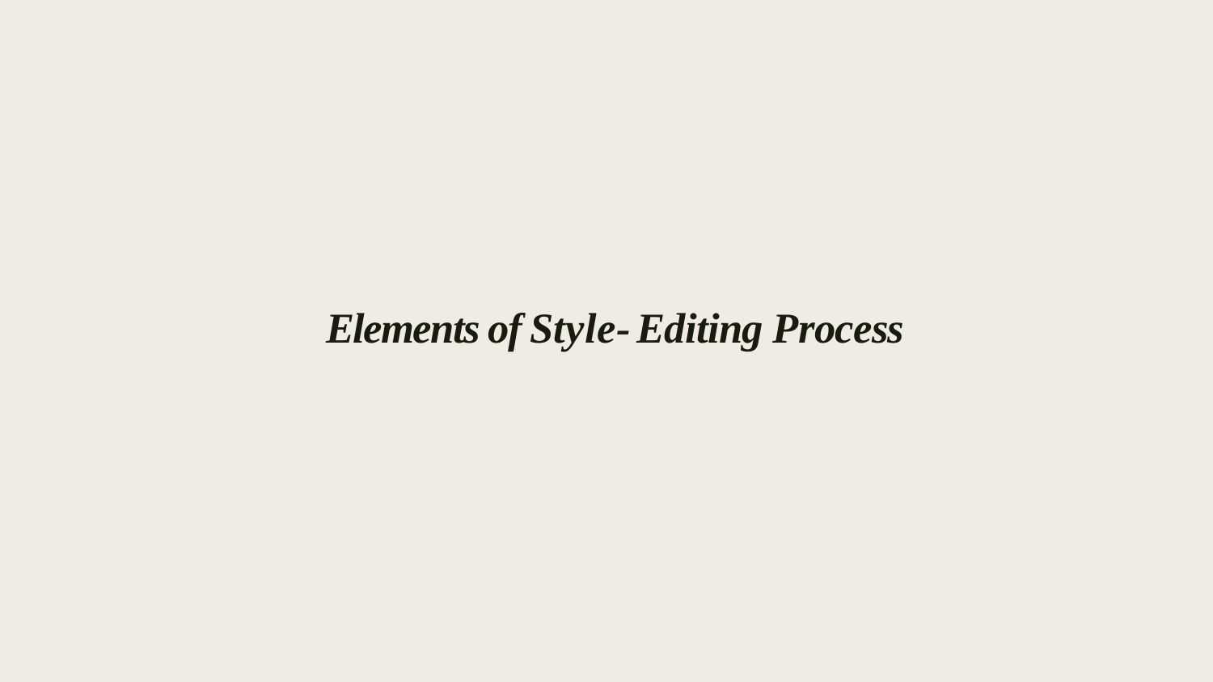# *Elements of Style- Editing Process*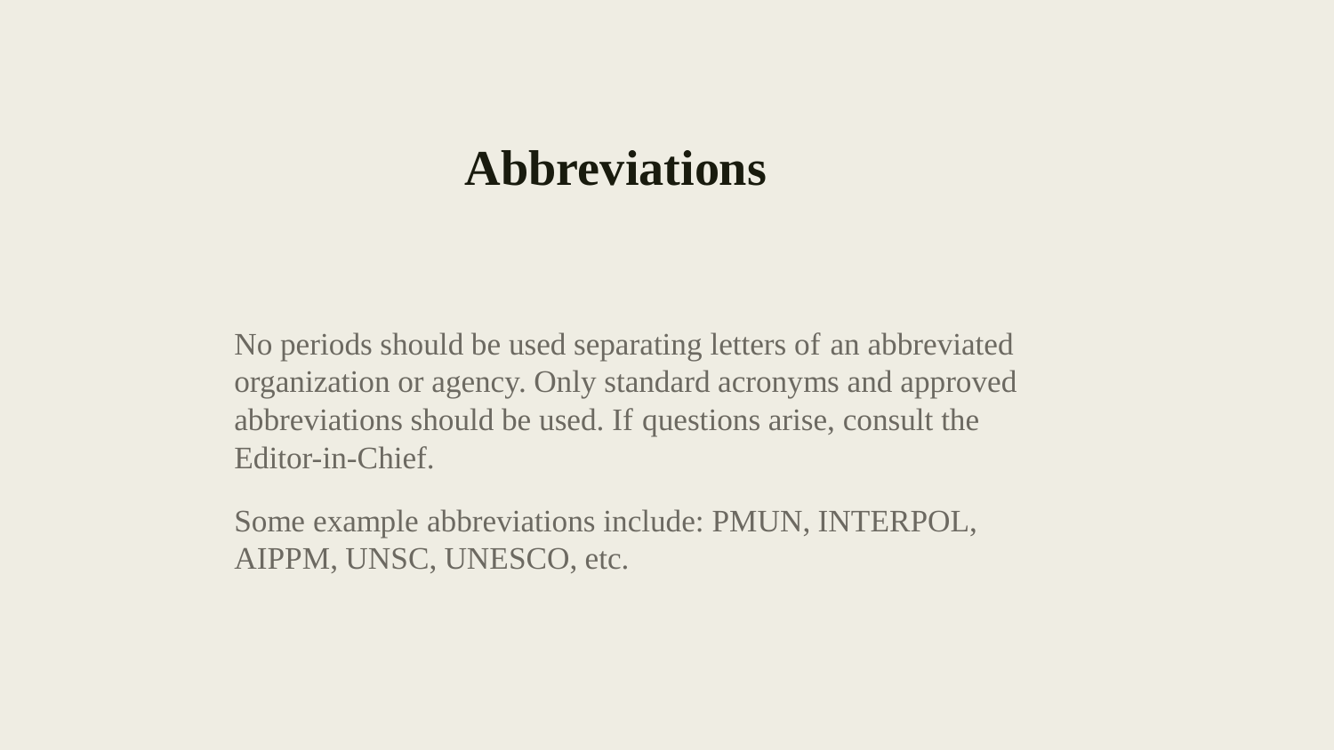# Abbreviations

No periods should be used separating letters of an abbreviated organization or agency. Only standard acronyms and approved abbreviations should be used. If questions arise, consult the Editor-in-Chief.

Some example abbreviations include: PMUN, INTERPOL, AIPPM, UNSC, UNESCO, etc.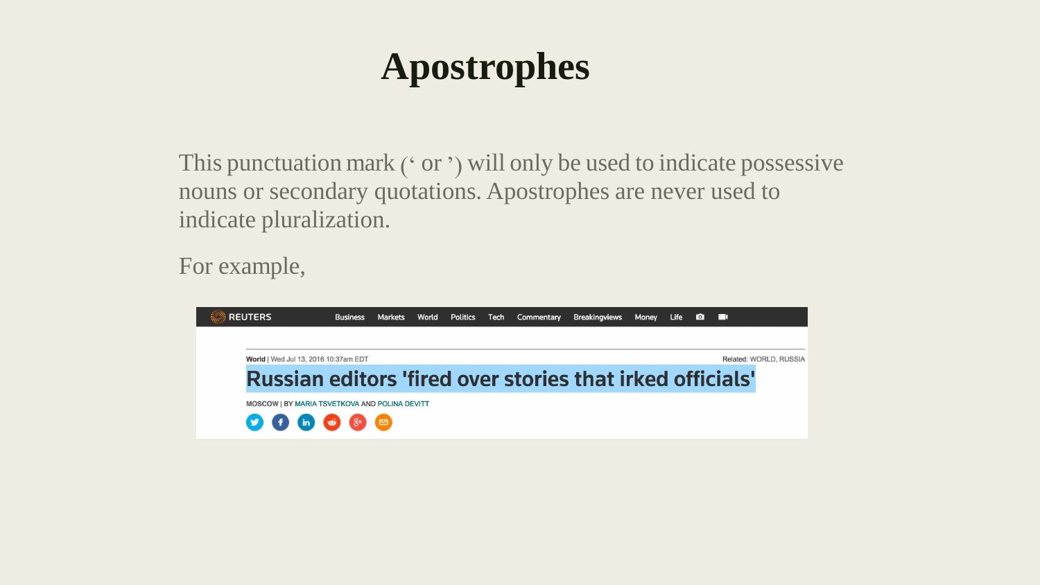# Apostrophes

This punctuation mark (‘ or ’) will only be used to indicate possessive nouns or secondary quotations. Apostrophes are never used to indicate pluralization.

For example,

REUTERS | Business | Markets | World | Politics | Tech | Commentary | Breakingviews | Money | Life

World | Wed Jul 13, 2016 10:37am EDT

Related: WORLD, RUSSIA

Russian editors 'fired over stories that irked officials'

MOSCOW | BY MARIA TSVETKOVA AND POLINA DEVITT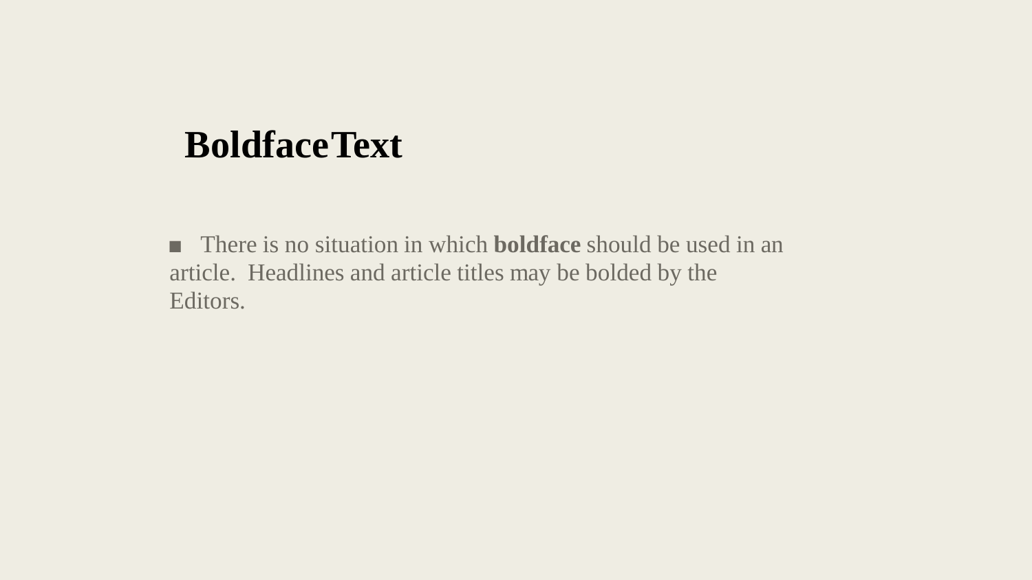# BoldfaceText

- There is no situation in which **boldface** should be used in an article.  Headlines and article titles may be bolded by the Editors.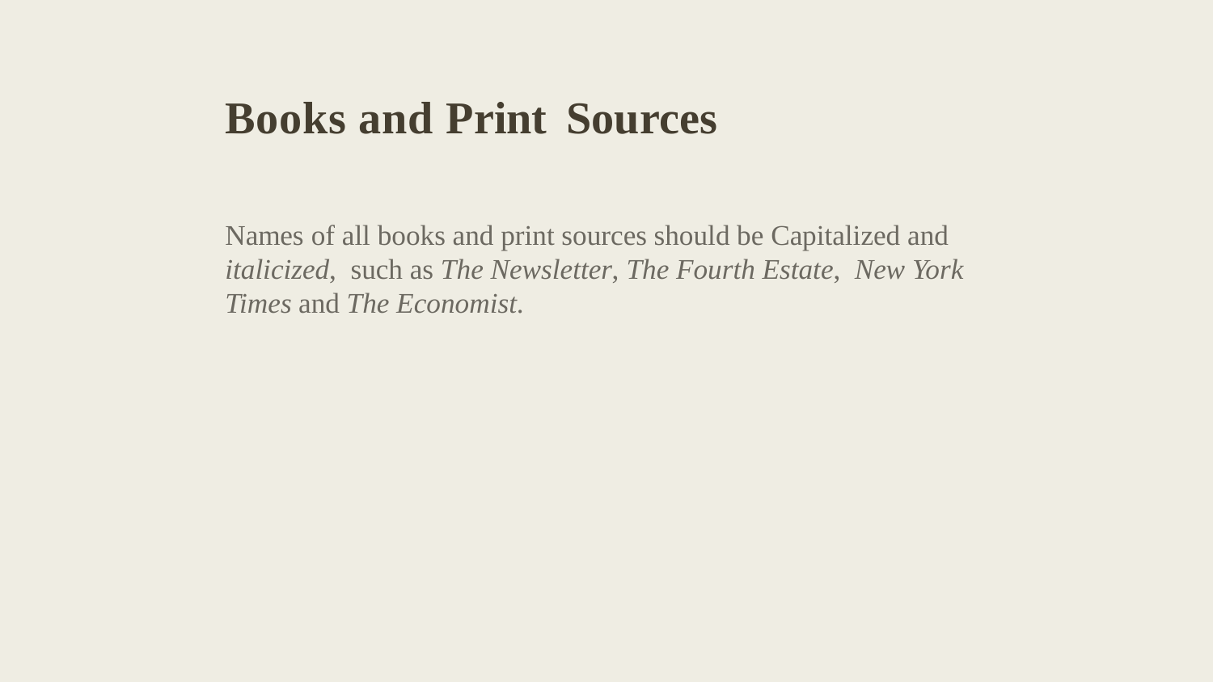# Books and Print Sources

Names of all books and print sources should be Capitalized and *italicized*, such as *The Newsletter*, *The Fourth Estate*, *New York Times* and *The Economist*.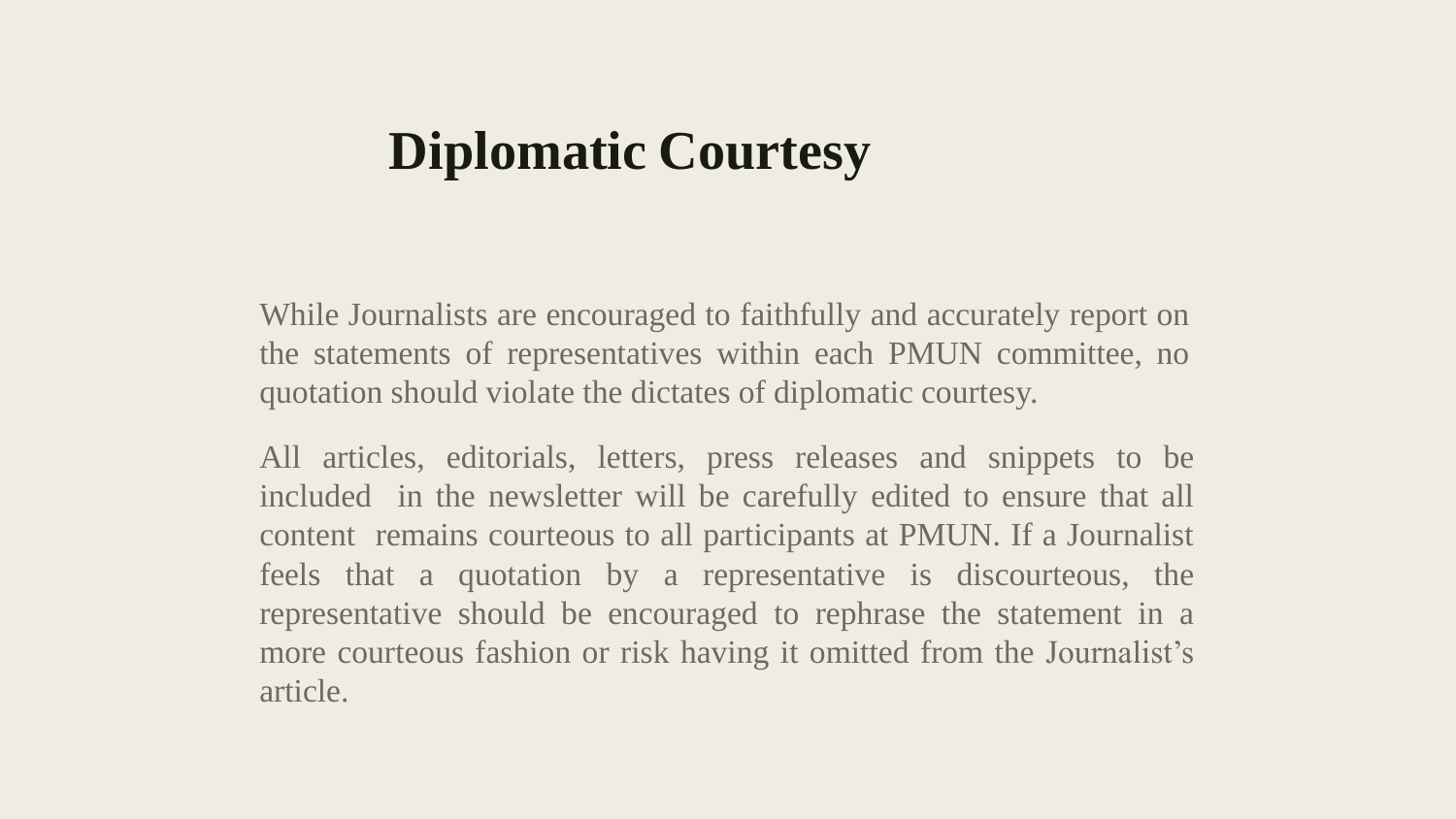# Diplomatic Courtesy

While Journalists are encouraged to faithfully and accurately report on the statements of representatives within each PMUN committee, no quotation should violate the dictates of diplomatic courtesy.

All articles, editorials, letters, press releases and snippets to be included in the newsletter will be carefully edited to ensure that all content remains courteous to all participants at PMUN. If a Journalist feels that a quotation by a representative is discourteous, the representative should be encouraged to rephrase the statement in a more courteous fashion or risk having it omitted from the Journalist's article.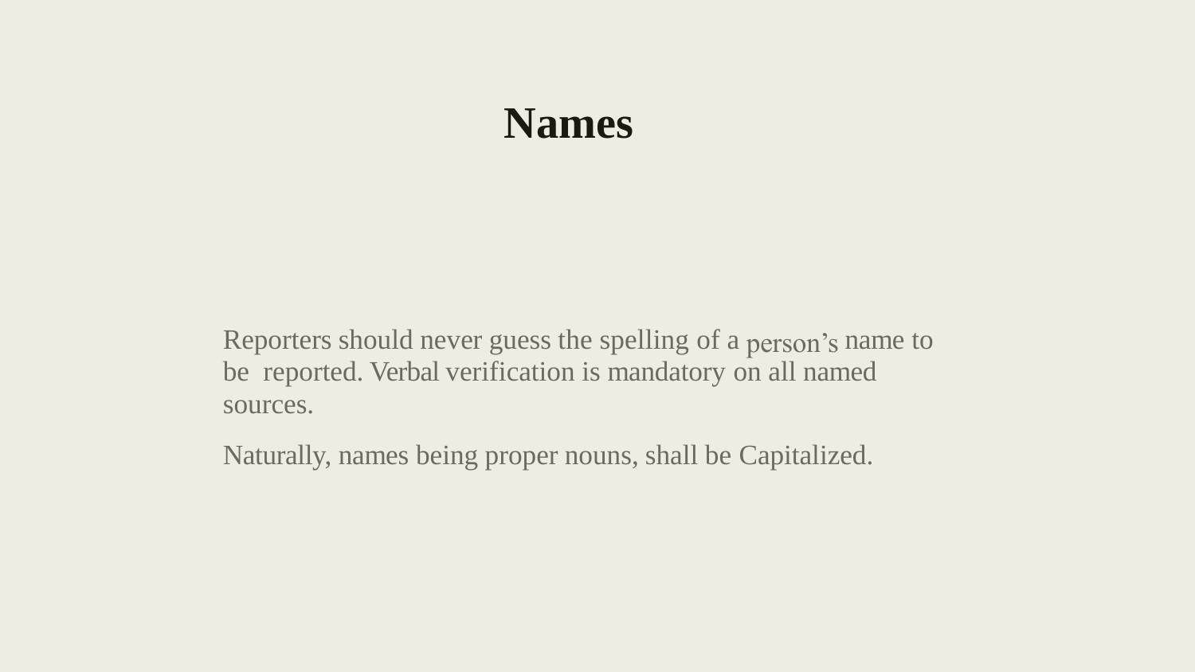# Names

Reporters should never guess the spelling of a person's name to be reported. Verbal verification is mandatory on all named sources.

Naturally, names being proper nouns, shall be Capitalized.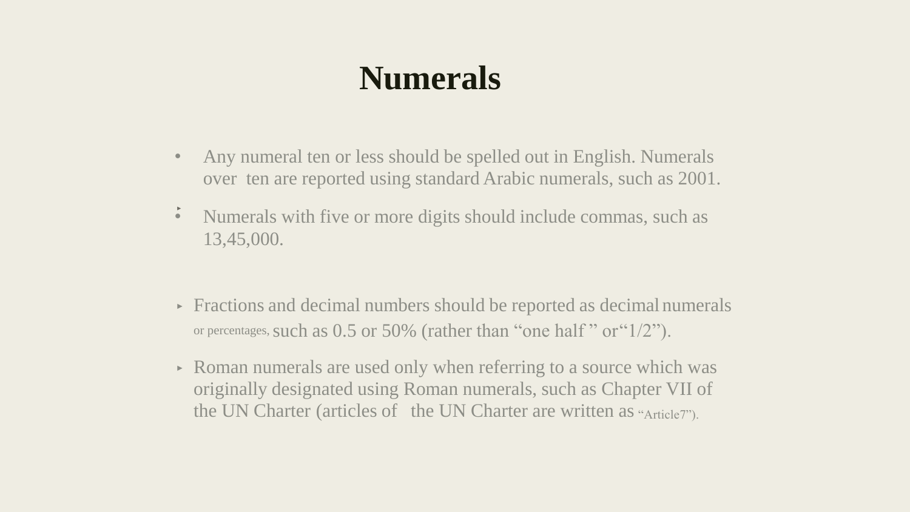# Numerals

- Any numeral ten or less should be spelled out in English. Numerals over ten are reported using standard Arabic numerals, such as 2001.
- Numerals with five or more digits should include commas, such as 13,45,000.
- Fractions and decimal numbers should be reported as decimal numerals or percentages, such as 0.5 or 50% (rather than “one half ” or“1/2”).
- Roman numerals are used only when referring to a source which was originally designated using Roman numerals, such as Chapter VII of the UN Charter (articles of the UN Charter are written as “Article7”).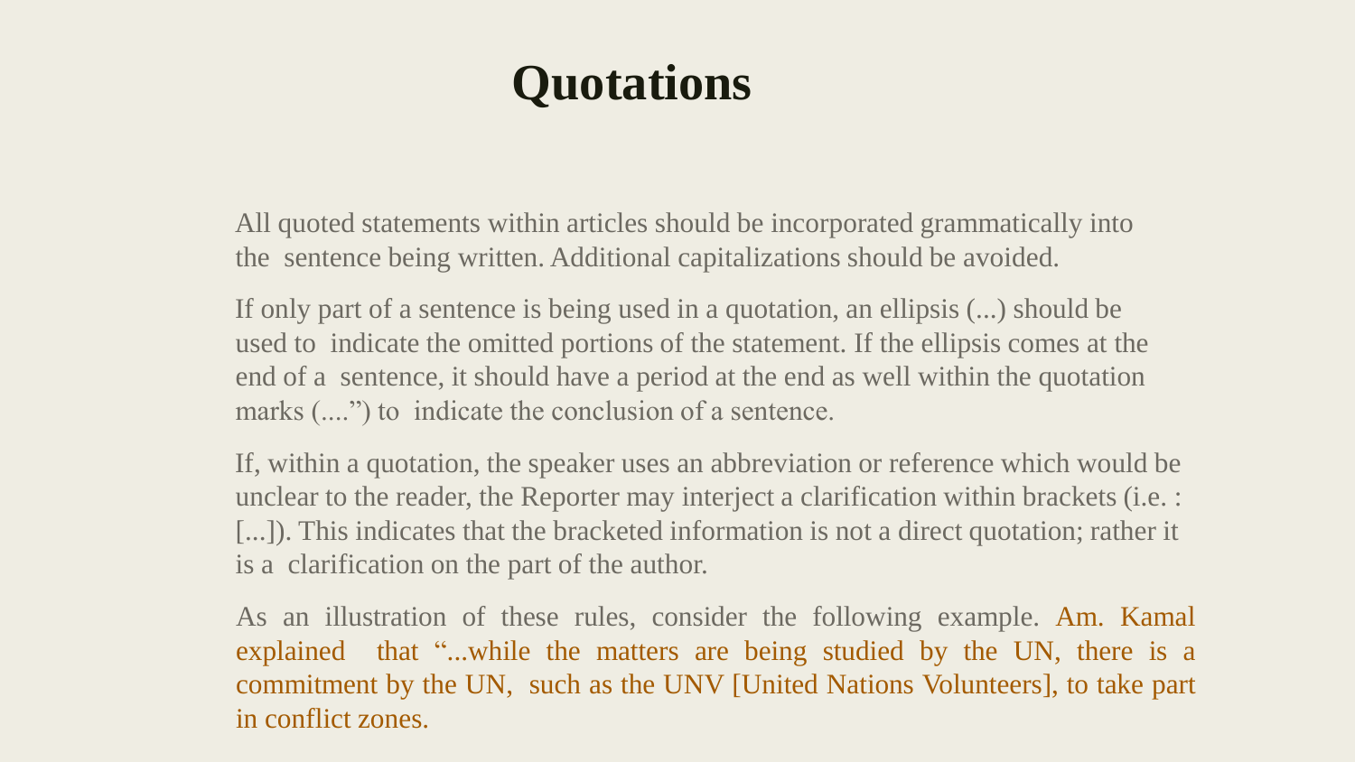# Quotations

All quoted statements within articles should be incorporated grammatically into the sentence being written. Additional capitalizations should be avoided.

If only part of a sentence is being used in a quotation, an ellipsis (...) should be used to indicate the omitted portions of the statement. If the ellipsis comes at the end of a sentence, it should have a period at the end as well within the quotation marks (....”) to indicate the conclusion of a sentence.

If, within a quotation, the speaker uses an abbreviation or reference which would be unclear to the reader, the Reporter may interject a clarification within brackets (i.e. : [...]). This indicates that the bracketed information is not a direct quotation; rather it is a clarification on the part of the author.

As an illustration of these rules, consider the following example. Am. Kamal explained that “...while the matters are being studied by the UN, there is a commitment by the UN, such as the UNV [United Nations Volunteers], to take part in conflict zones.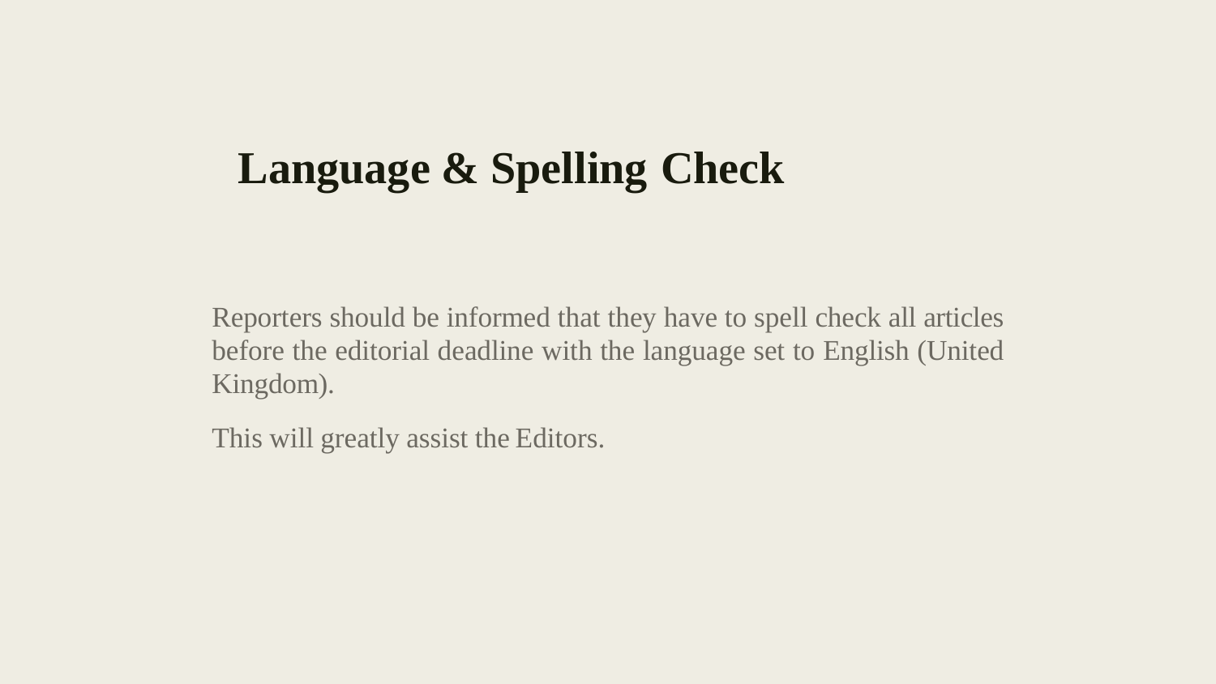# Language & Spelling Check

Reporters should be informed that they have to spell check all articles before the editorial deadline with the language set to English (United Kingdom).

This will greatly assist the Editors.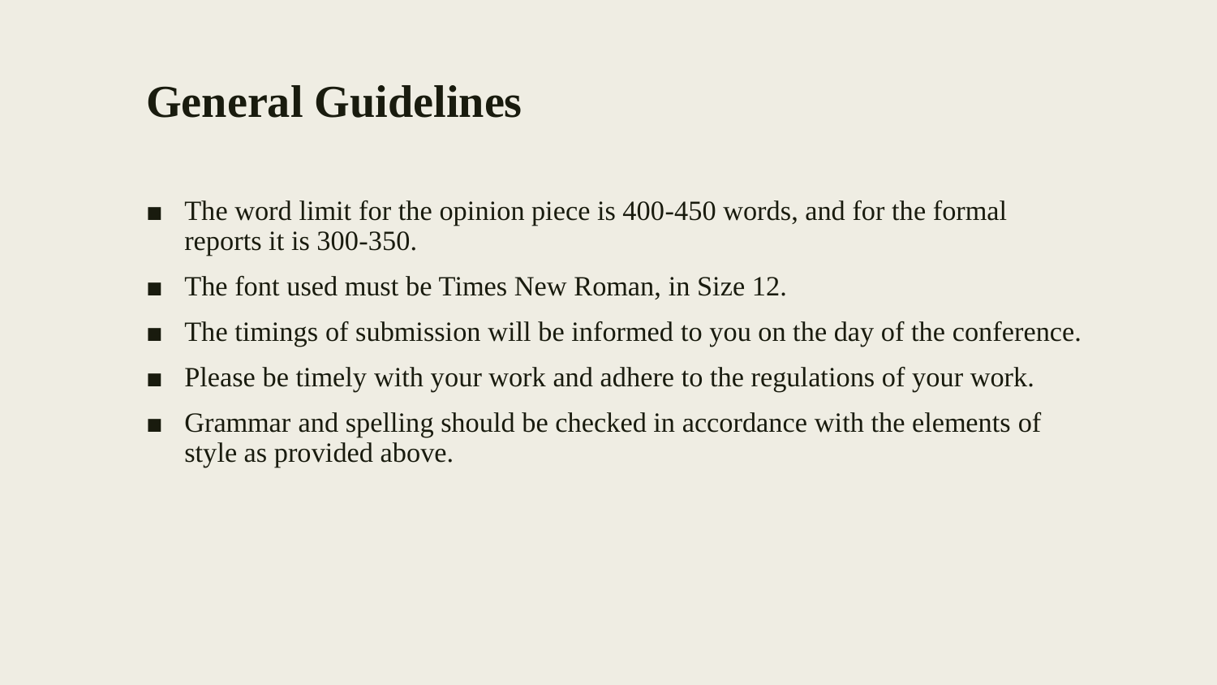# General Guidelines

- The word limit for the opinion piece is 400-450 words, and for the formal reports it is 300-350.
- The font used must be Times New Roman, in Size 12.
- The timings of submission will be informed to you on the day of the conference.
- Please be timely with your work and adhere to the regulations of your work.
- Grammar and spelling should be checked in accordance with the elements of style as provided above.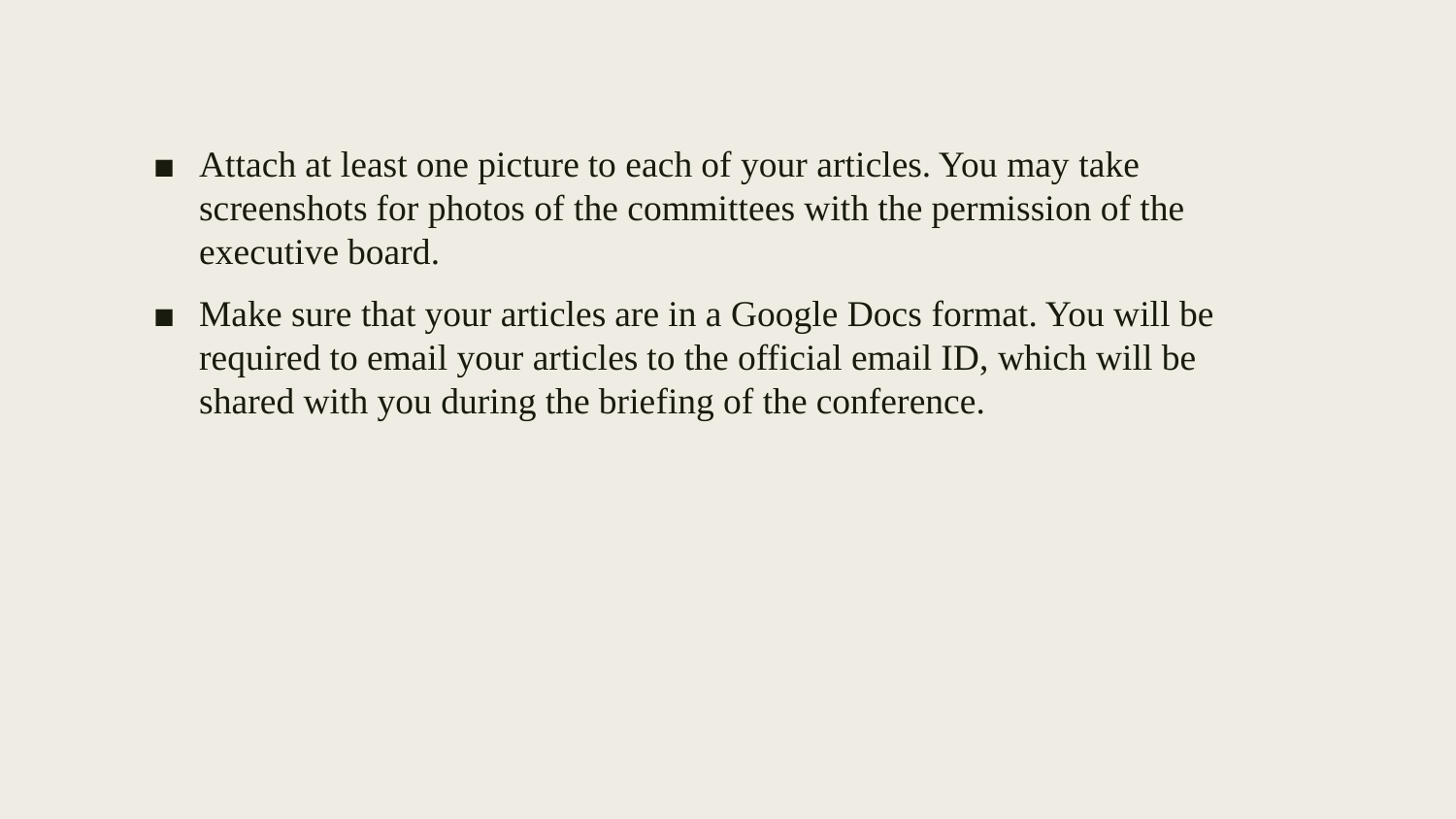- Attach at least one picture to each of your articles. You may take screenshots for photos of the committees with the permission of the executive board.
- Make sure that your articles are in a Google Docs format. You will be required to email your articles to the official email ID, which will be shared with you during the briefing of the conference.